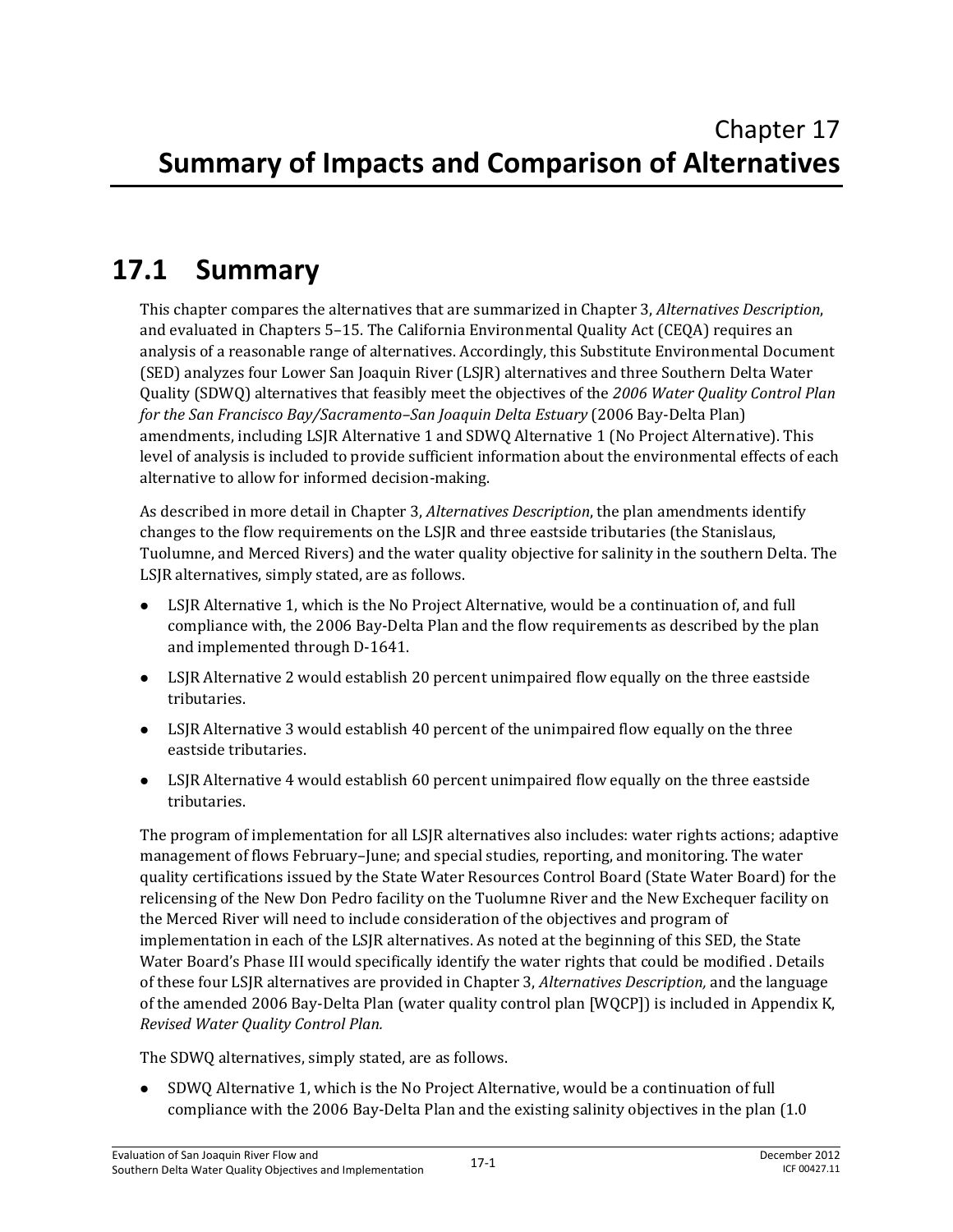# Chapter 17
# Summary of Impacts and Comparison of Alternatives

## 17.1 Summary

This chapter compares the alternatives that are summarized in Chapter 3, *Alternatives Description*, and evaluated in Chapters 5–15. The California Environmental Quality Act (CEQA) requires an analysis of a reasonable range of alternatives. Accordingly, this Substitute Environmental Document (SED) analyzes four Lower San Joaquin River (LSJR) alternatives and three Southern Delta Water Quality (SDWQ) alternatives that feasibly meet the objectives of the *2006 Water Quality Control Plan for the San Francisco Bay/Sacramento–San Joaquin Delta Estuary* (2006 Bay-Delta Plan) amendments, including LSJR Alternative 1 and SDWQ Alternative 1 (No Project Alternative). This level of analysis is included to provide sufficient information about the environmental effects of each alternative to allow for informed decision-making.

As described in more detail in Chapter 3, *Alternatives Description*, the plan amendments identify changes to the flow requirements on the LSJR and three eastside tributaries (the Stanislaus, Tuolumne, and Merced Rivers) and the water quality objective for salinity in the southern Delta. The LSJR alternatives, simply stated, are as follows.

- LSJR Alternative 1, which is the No Project Alternative, would be a continuation of, and full compliance with, the 2006 Bay-Delta Plan and the flow requirements as described by the plan and implemented through D-1641.
- LSJR Alternative 2 would establish 20 percent unimpaired flow equally on the three eastside tributaries.
- LSJR Alternative 3 would establish 40 percent of the unimpaired flow equally on the three eastside tributaries.
- LSJR Alternative 4 would establish 60 percent unimpaired flow equally on the three eastside tributaries.

The program of implementation for all LSJR alternatives also includes: water rights actions; adaptive management of flows February–June; and special studies, reporting, and monitoring. The water quality certifications issued by the State Water Resources Control Board (State Water Board) for the relicensing of the New Don Pedro facility on the Tuolumne River and the New Exchequer facility on the Merced River will need to include consideration of the objectives and program of implementation in each of the LSJR alternatives. As noted at the beginning of this SED, the State Water Board's Phase III would specifically identify the water rights that could be modified . Details of these four LSJR alternatives are provided in Chapter 3, *Alternatives Description,* and the language of the amended 2006 Bay-Delta Plan (water quality control plan [WQCP]) is included in Appendix K, *Revised Water Quality Control Plan.*

The SDWQ alternatives, simply stated, are as follows.

- SDWQ Alternative 1, which is the No Project Alternative, would be a continuation of full compliance with the 2006 Bay-Delta Plan and the existing salinity objectives in the plan (1.0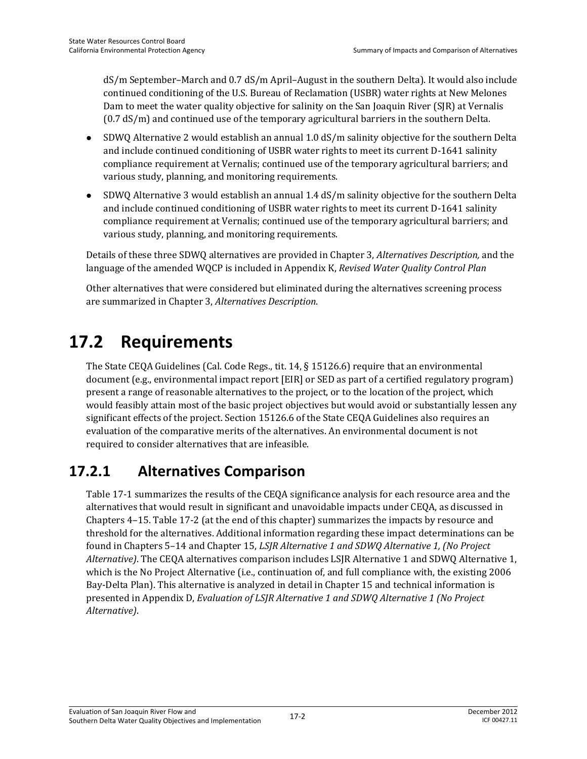dS/m September–March and 0.7 dS/m April–August in the southern Delta). It would also include continued conditioning of the U.S. Bureau of Reclamation (USBR) water rights at New Melones Dam to meet the water quality objective for salinity on the San Joaquin River (SJR) at Vernalis (0.7 dS/m) and continued use of the temporary agricultural barriers in the southern Delta.

- SDWQ Alternative 2 would establish an annual 1.0 dS/m salinity objective for the southern Delta and include continued conditioning of USBR water rights to meet its current D-1641 salinity compliance requirement at Vernalis; continued use of the temporary agricultural barriers; and various study, planning, and monitoring requirements.
- SDWQ Alternative 3 would establish an annual 1.4 dS/m salinity objective for the southern Delta and include continued conditioning of USBR water rights to meet its current D-1641 salinity compliance requirement at Vernalis; continued use of the temporary agricultural barriers; and various study, planning, and monitoring requirements.

Details of these three SDWQ alternatives are provided in Chapter 3, *Alternatives Description,* and the language of the amended WQCP is included in Appendix K, *Revised Water Quality Control Plan*

Other alternatives that were considered but eliminated during the alternatives screening process are summarized in Chapter 3, *Alternatives Description*.

# 17.2 Requirements

The State CEQA Guidelines (Cal. Code Regs., tit. 14, § 15126.6) require that an environmental document (e.g., environmental impact report [EIR] or SED as part of a certified regulatory program) present a range of reasonable alternatives to the project, or to the location of the project, which would feasibly attain most of the basic project objectives but would avoid or substantially lessen any significant effects of the project. Section 15126.6 of the State CEQA Guidelines also requires an evaluation of the comparative merits of the alternatives. An environmental document is not required to consider alternatives that are infeasible.

## 17.2.1 Alternatives Comparison

Table 17-1 summarizes the results of the CEQA significance analysis for each resource area and the alternatives that would result in significant and unavoidable impacts under CEQA, as discussed in Chapters 4–15. Table 17-2 (at the end of this chapter) summarizes the impacts by resource and threshold for the alternatives. Additional information regarding these impact determinations can be found in Chapters 5–14 and Chapter 15, *LSJR Alternative 1 and SDWQ Alternative 1, (No Project Alternative)*. The CEQA alternatives comparison includes LSJR Alternative 1 and SDWQ Alternative 1, which is the No Project Alternative (i.e., continuation of, and full compliance with, the existing 2006 Bay-Delta Plan). This alternative is analyzed in detail in Chapter 15 and technical information is presented in Appendix D, *Evaluation of LSJR Alternative 1 and SDWQ Alternative 1 (No Project Alternative)*.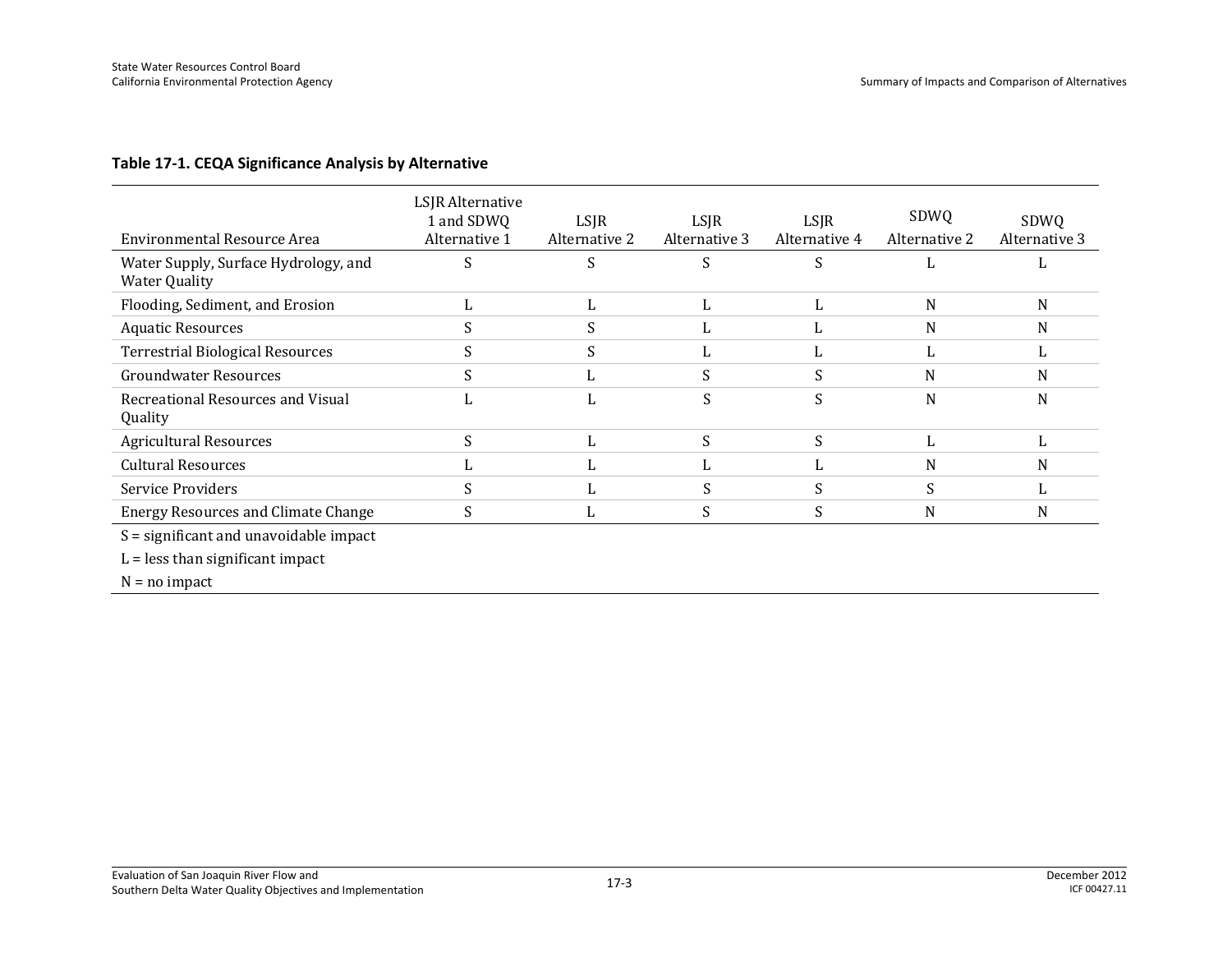**Table 17-1. CEQA Significance Analysis by Alternative**

| Environmental Resource Area | LSJR Alternative 1 and SDWQ Alternative 1 | LSJR Alternative 2 | LSJR Alternative 3 | LSJR Alternative 4 | SDWQ Alternative 2 | SDWQ Alternative 3 |
|---|---|---|---|---|---|---|
| Water Supply, Surface Hydrology, and Water Quality | S | S | S | S | L | L |
| Flooding, Sediment, and Erosion | L | L | L | L | N | N |
| Aquatic Resources | S | S | L | L | N | N |
| Terrestrial Biological Resources | S | S | L | L | L | L |
| Groundwater Resources | S | L | S | S | N | N |
| Recreational Resources and Visual Quality | L | L | S | S | N | N |
| Agricultural Resources | S | L | S | S | L | L |
| Cultural Resources | L | L | L | L | N | N |
| Service Providers | S | L | S | S | S | L |
| Energy Resources and Climate Change | S | L | S | S | N | N |

S = significant and unavoidable impact

L = less than significant impact

N = no impact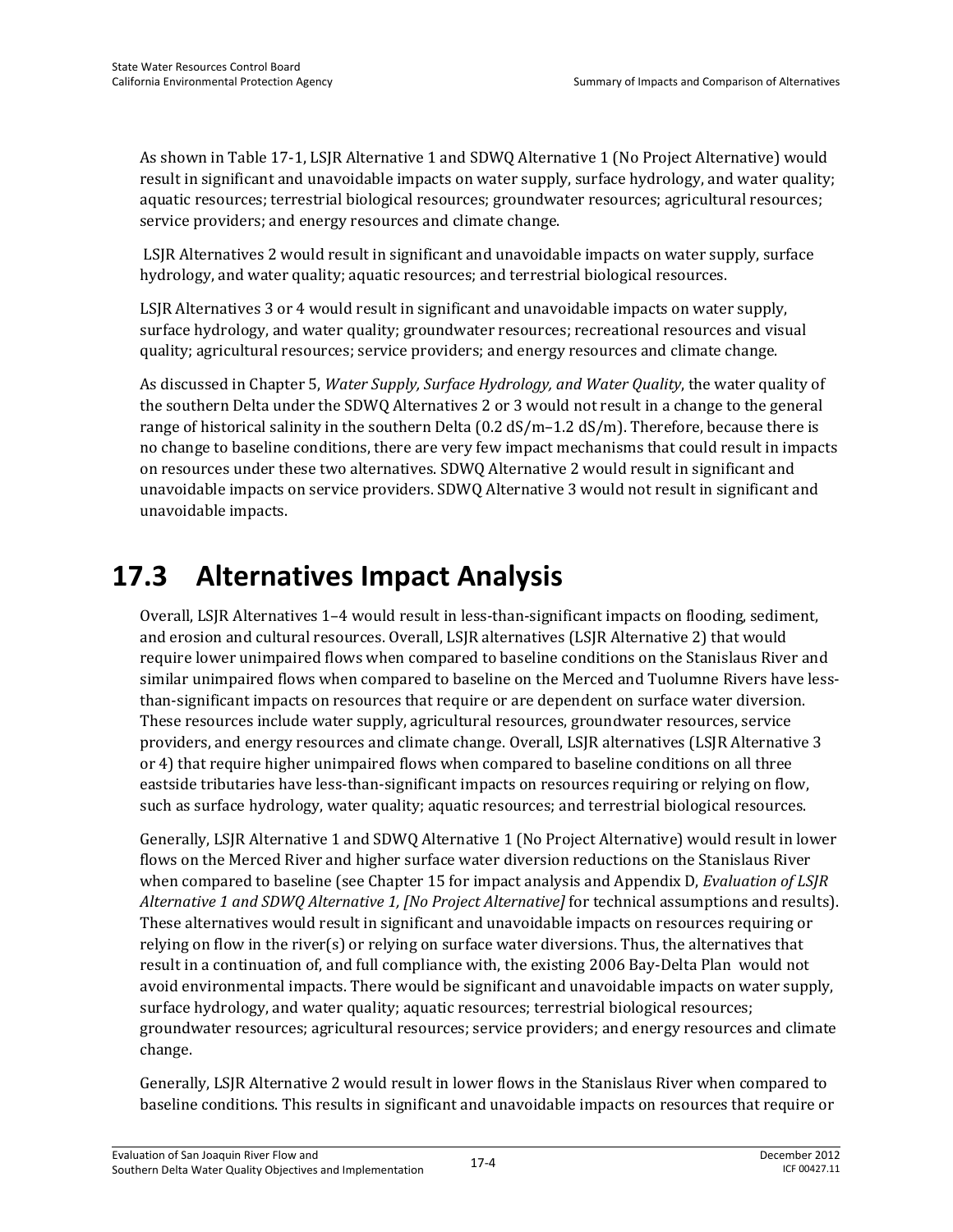As shown in Table 17-1, LSJR Alternative 1 and SDWQ Alternative 1 (No Project Alternative) would result in significant and unavoidable impacts on water supply, surface hydrology, and water quality; aquatic resources; terrestrial biological resources; groundwater resources; agricultural resources; service providers; and energy resources and climate change.

LSJR Alternatives 2 would result in significant and unavoidable impacts on water supply, surface hydrology, and water quality; aquatic resources; and terrestrial biological resources.

LSJR Alternatives 3 or 4 would result in significant and unavoidable impacts on water supply, surface hydrology, and water quality; groundwater resources; recreational resources and visual quality; agricultural resources; service providers; and energy resources and climate change.

As discussed in Chapter 5, *Water Supply, Surface Hydrology, and Water Quality*, the water quality of the southern Delta under the SDWQ Alternatives 2 or 3 would not result in a change to the general range of historical salinity in the southern Delta (0.2 dS/m–1.2 dS/m). Therefore, because there is no change to baseline conditions, there are very few impact mechanisms that could result in impacts on resources under these two alternatives. SDWQ Alternative 2 would result in significant and unavoidable impacts on service providers. SDWQ Alternative 3 would not result in significant and unavoidable impacts.

# 17.3 Alternatives Impact Analysis

Overall, LSJR Alternatives 1–4 would result in less-than-significant impacts on flooding, sediment, and erosion and cultural resources. Overall, LSJR alternatives (LSJR Alternative 2) that would require lower unimpaired flows when compared to baseline conditions on the Stanislaus River and similar unimpaired flows when compared to baseline on the Merced and Tuolumne Rivers have less-than-significant impacts on resources that require or are dependent on surface water diversion. These resources include water supply, agricultural resources, groundwater resources, service providers, and energy resources and climate change. Overall, LSJR alternatives (LSJR Alternative 3 or 4) that require higher unimpaired flows when compared to baseline conditions on all three eastside tributaries have less-than-significant impacts on resources requiring or relying on flow, such as surface hydrology, water quality; aquatic resources; and terrestrial biological resources.

Generally, LSJR Alternative 1 and SDWQ Alternative 1 (No Project Alternative) would result in lower flows on the Merced River and higher surface water diversion reductions on the Stanislaus River when compared to baseline (see Chapter 15 for impact analysis and Appendix D, *Evaluation of LSJR Alternative 1 and SDWQ Alternative 1, [No Project Alternative]* for technical assumptions and results). These alternatives would result in significant and unavoidable impacts on resources requiring or relying on flow in the river(s) or relying on surface water diversions. Thus, the alternatives that result in a continuation of, and full compliance with, the existing 2006 Bay-Delta Plan would not avoid environmental impacts. There would be significant and unavoidable impacts on water supply, surface hydrology, and water quality; aquatic resources; terrestrial biological resources; groundwater resources; agricultural resources; service providers; and energy resources and climate change.

Generally, LSJR Alternative 2 would result in lower flows in the Stanislaus River when compared to baseline conditions. This results in significant and unavoidable impacts on resources that require or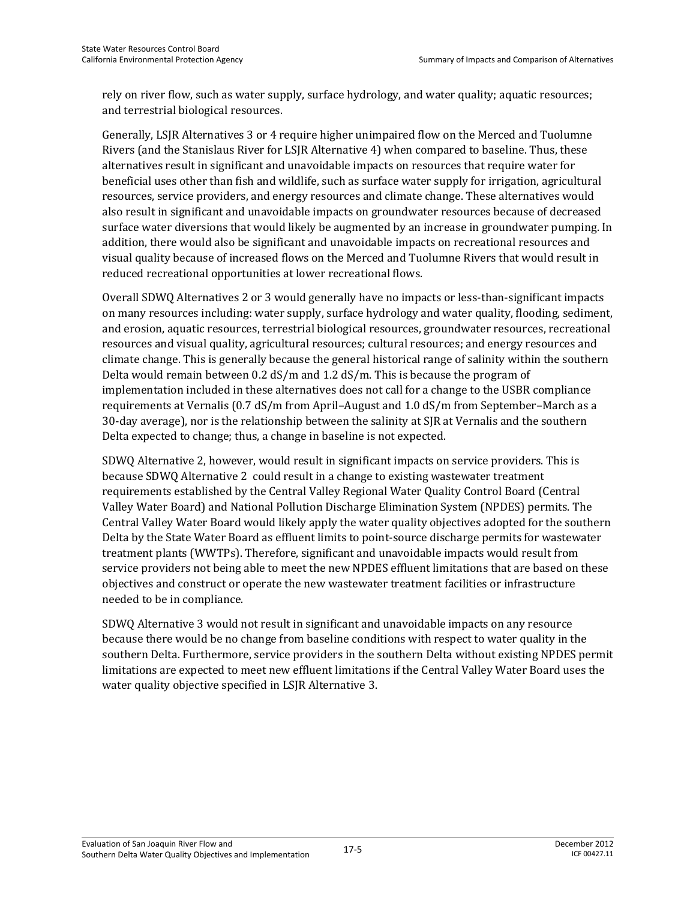rely on river flow, such as water supply, surface hydrology, and water quality; aquatic resources; and terrestrial biological resources.

Generally, LSJR Alternatives 3 or 4 require higher unimpaired flow on the Merced and Tuolumne Rivers (and the Stanislaus River for LSJR Alternative 4) when compared to baseline. Thus, these alternatives result in significant and unavoidable impacts on resources that require water for beneficial uses other than fish and wildlife, such as surface water supply for irrigation, agricultural resources, service providers, and energy resources and climate change. These alternatives would also result in significant and unavoidable impacts on groundwater resources because of decreased surface water diversions that would likely be augmented by an increase in groundwater pumping. In addition, there would also be significant and unavoidable impacts on recreational resources and visual quality because of increased flows on the Merced and Tuolumne Rivers that would result in reduced recreational opportunities at lower recreational flows.

Overall SDWQ Alternatives 2 or 3 would generally have no impacts or less-than-significant impacts on many resources including: water supply, surface hydrology and water quality, flooding, sediment, and erosion, aquatic resources, terrestrial biological resources, groundwater resources, recreational resources and visual quality, agricultural resources; cultural resources; and energy resources and climate change. This is generally because the general historical range of salinity within the southern Delta would remain between 0.2 dS/m and 1.2 dS/m. This is because the program of implementation included in these alternatives does not call for a change to the USBR compliance requirements at Vernalis (0.7 dS/m from April–August and 1.0 dS/m from September–March as a 30-day average), nor is the relationship between the salinity at SJR at Vernalis and the southern Delta expected to change; thus, a change in baseline is not expected.

SDWQ Alternative 2, however, would result in significant impacts on service providers. This is because SDWQ Alternative 2 could result in a change to existing wastewater treatment requirements established by the Central Valley Regional Water Quality Control Board (Central Valley Water Board) and National Pollution Discharge Elimination System (NPDES) permits. The Central Valley Water Board would likely apply the water quality objectives adopted for the southern Delta by the State Water Board as effluent limits to point-source discharge permits for wastewater treatment plants (WWTPs). Therefore, significant and unavoidable impacts would result from service providers not being able to meet the new NPDES effluent limitations that are based on these objectives and construct or operate the new wastewater treatment facilities or infrastructure needed to be in compliance.

SDWQ Alternative 3 would not result in significant and unavoidable impacts on any resource because there would be no change from baseline conditions with respect to water quality in the southern Delta. Furthermore, service providers in the southern Delta without existing NPDES permit limitations are expected to meet new effluent limitations if the Central Valley Water Board uses the water quality objective specified in LSJR Alternative 3.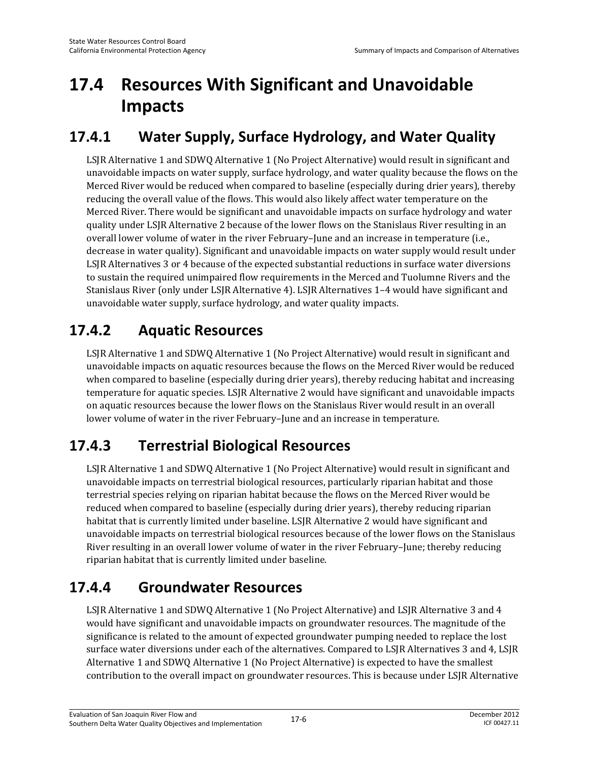# 17.4 Resources With Significant and Unavoidable Impacts

## 17.4.1 Water Supply, Surface Hydrology, and Water Quality

LSJR Alternative 1 and SDWQ Alternative 1 (No Project Alternative) would result in significant and unavoidable impacts on water supply, surface hydrology, and water quality because the flows on the Merced River would be reduced when compared to baseline (especially during drier years), thereby reducing the overall value of the flows. This would also likely affect water temperature on the Merced River. There would be significant and unavoidable impacts on surface hydrology and water quality under LSJR Alternative 2 because of the lower flows on the Stanislaus River resulting in an overall lower volume of water in the river February–June and an increase in temperature (i.e., decrease in water quality). Significant and unavoidable impacts on water supply would result under LSJR Alternatives 3 or 4 because of the expected substantial reductions in surface water diversions to sustain the required unimpaired flow requirements in the Merced and Tuolumne Rivers and the Stanislaus River (only under LSJR Alternative 4). LSJR Alternatives 1–4 would have significant and unavoidable water supply, surface hydrology, and water quality impacts.

## 17.4.2 Aquatic Resources

LSJR Alternative 1 and SDWQ Alternative 1 (No Project Alternative) would result in significant and unavoidable impacts on aquatic resources because the flows on the Merced River would be reduced when compared to baseline (especially during drier years), thereby reducing habitat and increasing temperature for aquatic species. LSJR Alternative 2 would have significant and unavoidable impacts on aquatic resources because the lower flows on the Stanislaus River would result in an overall lower volume of water in the river February–June and an increase in temperature.

## 17.4.3 Terrestrial Biological Resources

LSJR Alternative 1 and SDWQ Alternative 1 (No Project Alternative) would result in significant and unavoidable impacts on terrestrial biological resources, particularly riparian habitat and those terrestrial species relying on riparian habitat because the flows on the Merced River would be reduced when compared to baseline (especially during drier years), thereby reducing riparian habitat that is currently limited under baseline. LSJR Alternative 2 would have significant and unavoidable impacts on terrestrial biological resources because of the lower flows on the Stanislaus River resulting in an overall lower volume of water in the river February–June; thereby reducing riparian habitat that is currently limited under baseline.

## 17.4.4 Groundwater Resources

LSJR Alternative 1 and SDWQ Alternative 1 (No Project Alternative) and LSJR Alternative 3 and 4 would have significant and unavoidable impacts on groundwater resources. The magnitude of the significance is related to the amount of expected groundwater pumping needed to replace the lost surface water diversions under each of the alternatives. Compared to LSJR Alternatives 3 and 4, LSJR Alternative 1 and SDWQ Alternative 1 (No Project Alternative) is expected to have the smallest contribution to the overall impact on groundwater resources. This is because under LSJR Alternative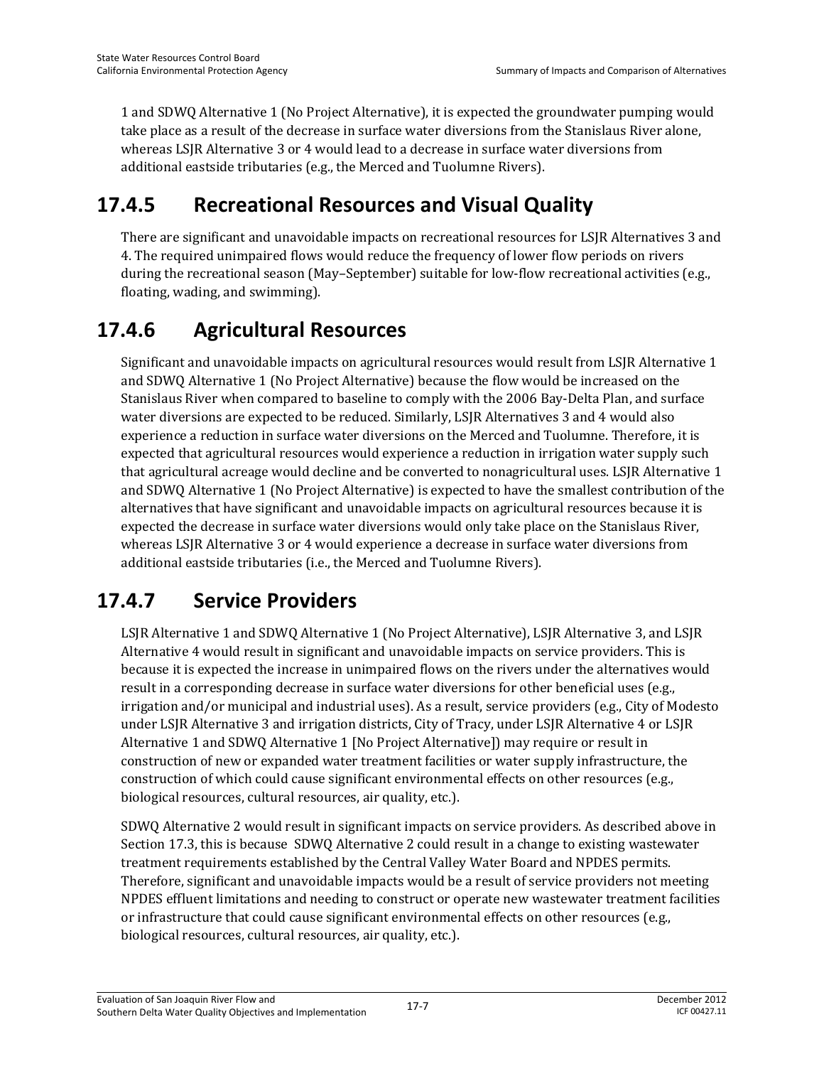1 and SDWQ Alternative 1 (No Project Alternative), it is expected the groundwater pumping would take place as a result of the decrease in surface water diversions from the Stanislaus River alone, whereas LSJR Alternative 3 or 4 would lead to a decrease in surface water diversions from additional eastside tributaries (e.g., the Merced and Tuolumne Rivers).

## 17.4.5 Recreational Resources and Visual Quality

There are significant and unavoidable impacts on recreational resources for LSJR Alternatives 3 and 4. The required unimpaired flows would reduce the frequency of lower flow periods on rivers during the recreational season (May–September) suitable for low-flow recreational activities (e.g., floating, wading, and swimming).

## 17.4.6 Agricultural Resources

Significant and unavoidable impacts on agricultural resources would result from LSJR Alternative 1 and SDWQ Alternative 1 (No Project Alternative) because the flow would be increased on the Stanislaus River when compared to baseline to comply with the 2006 Bay-Delta Plan, and surface water diversions are expected to be reduced. Similarly, LSJR Alternatives 3 and 4 would also experience a reduction in surface water diversions on the Merced and Tuolumne. Therefore, it is expected that agricultural resources would experience a reduction in irrigation water supply such that agricultural acreage would decline and be converted to nonagricultural uses. LSJR Alternative 1 and SDWQ Alternative 1 (No Project Alternative) is expected to have the smallest contribution of the alternatives that have significant and unavoidable impacts on agricultural resources because it is expected the decrease in surface water diversions would only take place on the Stanislaus River, whereas LSJR Alternative 3 or 4 would experience a decrease in surface water diversions from additional eastside tributaries (i.e., the Merced and Tuolumne Rivers).

## 17.4.7 Service Providers

LSJR Alternative 1 and SDWQ Alternative 1 (No Project Alternative), LSJR Alternative 3, and LSJR Alternative 4 would result in significant and unavoidable impacts on service providers. This is because it is expected the increase in unimpaired flows on the rivers under the alternatives would result in a corresponding decrease in surface water diversions for other beneficial uses (e.g., irrigation and/or municipal and industrial uses). As a result, service providers (e.g., City of Modesto under LSJR Alternative 3 and irrigation districts, City of Tracy, under LSJR Alternative 4 or LSJR Alternative 1 and SDWQ Alternative 1 [No Project Alternative]) may require or result in construction of new or expanded water treatment facilities or water supply infrastructure, the construction of which could cause significant environmental effects on other resources (e.g., biological resources, cultural resources, air quality, etc.).

SDWQ Alternative 2 would result in significant impacts on service providers. As described above in Section 17.3, this is because SDWQ Alternative 2 could result in a change to existing wastewater treatment requirements established by the Central Valley Water Board and NPDES permits. Therefore, significant and unavoidable impacts would be a result of service providers not meeting NPDES effluent limitations and needing to construct or operate new wastewater treatment facilities or infrastructure that could cause significant environmental effects on other resources (e.g., biological resources, cultural resources, air quality, etc.).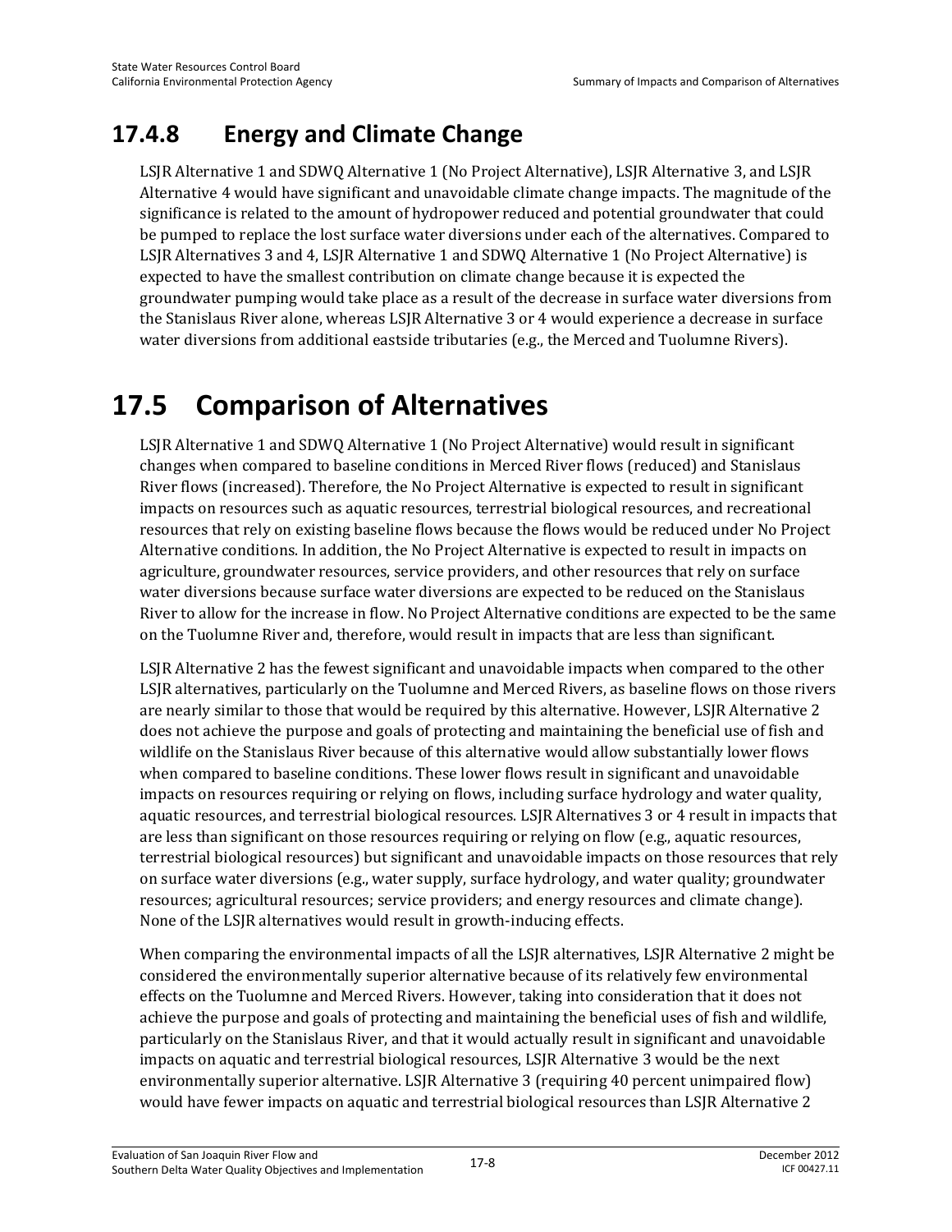## 17.4.8 Energy and Climate Change

LSJR Alternative 1 and SDWQ Alternative 1 (No Project Alternative), LSJR Alternative 3, and LSJR Alternative 4 would have significant and unavoidable climate change impacts. The magnitude of the significance is related to the amount of hydropower reduced and potential groundwater that could be pumped to replace the lost surface water diversions under each of the alternatives. Compared to LSJR Alternatives 3 and 4, LSJR Alternative 1 and SDWQ Alternative 1 (No Project Alternative) is expected to have the smallest contribution on climate change because it is expected the groundwater pumping would take place as a result of the decrease in surface water diversions from the Stanislaus River alone, whereas LSJR Alternative 3 or 4 would experience a decrease in surface water diversions from additional eastside tributaries (e.g., the Merced and Tuolumne Rivers).

# 17.5 Comparison of Alternatives

LSJR Alternative 1 and SDWQ Alternative 1 (No Project Alternative) would result in significant changes when compared to baseline conditions in Merced River flows (reduced) and Stanislaus River flows (increased). Therefore, the No Project Alternative is expected to result in significant impacts on resources such as aquatic resources, terrestrial biological resources, and recreational resources that rely on existing baseline flows because the flows would be reduced under No Project Alternative conditions. In addition, the No Project Alternative is expected to result in impacts on agriculture, groundwater resources, service providers, and other resources that rely on surface water diversions because surface water diversions are expected to be reduced on the Stanislaus River to allow for the increase in flow. No Project Alternative conditions are expected to be the same on the Tuolumne River and, therefore, would result in impacts that are less than significant.

LSJR Alternative 2 has the fewest significant and unavoidable impacts when compared to the other LSJR alternatives, particularly on the Tuolumne and Merced Rivers, as baseline flows on those rivers are nearly similar to those that would be required by this alternative. However, LSJR Alternative 2 does not achieve the purpose and goals of protecting and maintaining the beneficial use of fish and wildlife on the Stanislaus River because of this alternative would allow substantially lower flows when compared to baseline conditions. These lower flows result in significant and unavoidable impacts on resources requiring or relying on flows, including surface hydrology and water quality, aquatic resources, and terrestrial biological resources. LSJR Alternatives 3 or 4 result in impacts that are less than significant on those resources requiring or relying on flow (e.g., aquatic resources, terrestrial biological resources) but significant and unavoidable impacts on those resources that rely on surface water diversions (e.g., water supply, surface hydrology, and water quality; groundwater resources; agricultural resources; service providers; and energy resources and climate change). None of the LSJR alternatives would result in growth-inducing effects.

When comparing the environmental impacts of all the LSJR alternatives, LSJR Alternative 2 might be considered the environmentally superior alternative because of its relatively few environmental effects on the Tuolumne and Merced Rivers. However, taking into consideration that it does not achieve the purpose and goals of protecting and maintaining the beneficial uses of fish and wildlife, particularly on the Stanislaus River, and that it would actually result in significant and unavoidable impacts on aquatic and terrestrial biological resources, LSJR Alternative 3 would be the next environmentally superior alternative. LSJR Alternative 3 (requiring 40 percent unimpaired flow) would have fewer impacts on aquatic and terrestrial biological resources than LSJR Alternative 2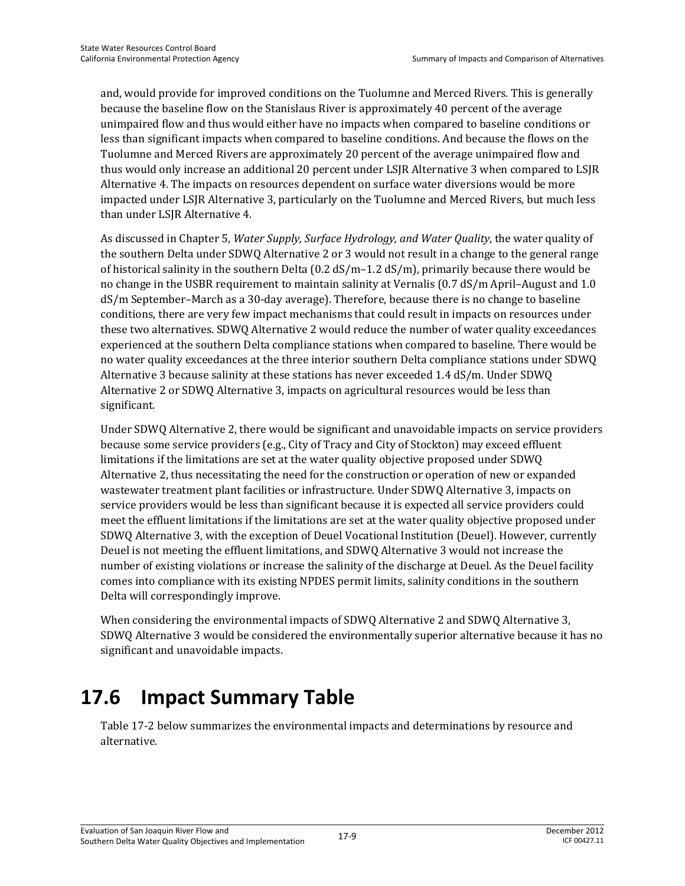and, would provide for improved conditions on the Tuolumne and Merced Rivers. This is generally because the baseline flow on the Stanislaus River is approximately 40 percent of the average unimpaired flow and thus would either have no impacts when compared to baseline conditions or less than significant impacts when compared to baseline conditions. And because the flows on the Tuolumne and Merced Rivers are approximately 20 percent of the average unimpaired flow and thus would only increase an additional 20 percent under LSJR Alternative 3 when compared to LSJR Alternative 4. The impacts on resources dependent on surface water diversions would be more impacted under LSJR Alternative 3, particularly on the Tuolumne and Merced Rivers, but much less than under LSJR Alternative 4.

As discussed in Chapter 5, *Water Supply, Surface Hydrology, and Water Quality*, the water quality of the southern Delta under SDWQ Alternative 2 or 3 would not result in a change to the general range of historical salinity in the southern Delta (0.2 dS/m–1.2 dS/m), primarily because there would be no change in the USBR requirement to maintain salinity at Vernalis (0.7 dS/m April–August and 1.0 dS/m September–March as a 30-day average). Therefore, because there is no change to baseline conditions, there are very few impact mechanisms that could result in impacts on resources under these two alternatives. SDWQ Alternative 2 would reduce the number of water quality exceedances experienced at the southern Delta compliance stations when compared to baseline. There would be no water quality exceedances at the three interior southern Delta compliance stations under SDWQ Alternative 3 because salinity at these stations has never exceeded 1.4 dS/m. Under SDWQ Alternative 2 or SDWQ Alternative 3, impacts on agricultural resources would be less than significant.

Under SDWQ Alternative 2, there would be significant and unavoidable impacts on service providers because some service providers (e.g., City of Tracy and City of Stockton) may exceed effluent limitations if the limitations are set at the water quality objective proposed under SDWQ Alternative 2, thus necessitating the need for the construction or operation of new or expanded wastewater treatment plant facilities or infrastructure. Under SDWQ Alternative 3, impacts on service providers would be less than significant because it is expected all service providers could meet the effluent limitations if the limitations are set at the water quality objective proposed under SDWQ Alternative 3, with the exception of Deuel Vocational Institution (Deuel). However, currently Deuel is not meeting the effluent limitations, and SDWQ Alternative 3 would not increase the number of existing violations or increase the salinity of the discharge at Deuel. As the Deuel facility comes into compliance with its existing NPDES permit limits, salinity conditions in the southern Delta will correspondingly improve.

When considering the environmental impacts of SDWQ Alternative 2 and SDWQ Alternative 3, SDWQ Alternative 3 would be considered the environmentally superior alternative because it has no significant and unavoidable impacts.

# 17.6 Impact Summary Table

Table 17-2 below summarizes the environmental impacts and determinations by resource and alternative.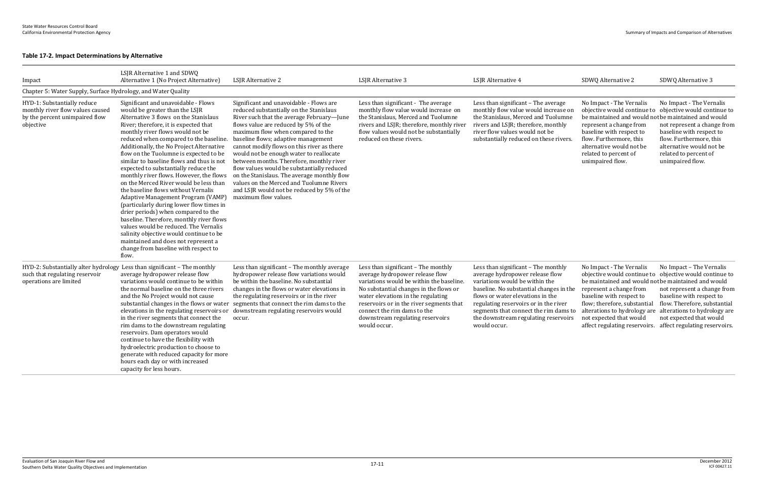**Table 17-2. Impact Determinations by Alternative**

| Impact | LSJR Alternative 1 and SDWQ Alternative 1 (No Project Alternative) | LSJR Alternative 2 | LSJR Alternative 3 | LSJR Alternative 4 | SDWQ Alternative 2 | SDWQ Alternative 3 |
|---|---|---|---|---|---|---|
| Chapter 5: Water Supply, Surface Hydrology, and Water Quality | | | | | | |
| HYD-1: Substantially reduce monthly river flow values caused by the percent unimpaired flow objective | Significant and unavoidable - Flows would be greater than the LSJR Alternative 3 flows on the Stanislaus River; therefore, it is expected that monthly river flows would not be reduced when compared to the baseline. Additionally, the No Project Alternative flow on the Tuolumne is expected to be similar to baseline flows and thus is not expected to substantially reduce the monthly river flows. However, the flows on the Merced River would be less than the baseline flows without Vernalis Adaptive Management Program (VAMP) (particularly during lower flow times in drier periods) when compared to the baseline. Therefore, monthly river flows values would be reduced. The Vernalis salinity objective would continue to be maintained and does not represent a change from baseline with respect to flow. | Significant and unavoidable - Flows are reduced substantially on the Stanislaus River such that the average February—June flows value are reduced by 5% of the maximum flow when compared to the baseline flows; adaptive management cannot modify flows on this river as there would not be enough water to reallocate between months. Therefore, monthly river flow values would be substantially reduced on the Stanislaus. The average monthly flow values on the Merced and Tuolumne Rivers and LSJR would not be reduced by 5% of the maximum flow values. | Less than significant - The average monthly flow value would increase on the Stanislaus, Merced and Tuolumne rivers and LSJR; therefore, monthly river flow values would not be substantially reduced on these rivers. | Less than significant – The average monthly flow value would increase on the Stanislaus, Merced and Tuolumne rivers and LSJR; therefore, monthly river flow values would not be substantially reduced on these rivers. | No Impact - The Vernalis objective would continue to be maintained and would not represent a change from baseline with respect to flow. Furthermore, this alternative would not be related to percent of unimpaired flow. | No Impact - The Vernalis objective would continue to be maintained and would not represent a change from baseline with respect to flow. Furthermore, this alternative would not be related to percent of unimpaired flow. |
| HYD-2: Substantially alter hydrology such that regulating reservoir operations are limited | Less than significant – The monthly average hydropower release flow variations would continue to be within the normal baseline on the three rivers and the No Project would not cause substantial changes in the flows or water elevations in the regulating reservoirs or in the river segments that connect the rim dams to the downstream regulating reservoirs. Dam operators would continue to have the flexibility with hydroelectric production to choose to generate with reduced capacity for more hours each day or with increased capacity for less hours. | Less than significant – The monthly average hydropower release flow variations would be within the baseline. No substantial changes in the flows or water elevations in the regulating reservoirs or in the river segments that connect the rim dams to the downstream regulating reservoirs would occur. | Less than significant – The monthly average hydropower release flow variations would be within the baseline. No substantial changes in the flows or water elevations in the regulating reservoirs or in the river segments that connect the rim dams to the downstream regulating reservoirs would occur. | Less than significant – The monthly average hydropower release flow variations would be within the baseline. No substantial changes in the flows or water elevations in the regulating reservoirs or in the river segments that connect the rim dams to the downstream regulating reservoirs would occur. | No Impact - The Vernalis objective would continue to be maintained and would not represent a change from baseline with respect to flow; therefore, substantial alterations to hydrology are not expected that would affect regulating reservoirs. | No Impact – The Vernalis objective would continue to be maintained and would not represent a change from baseline with respect to flow. Therefore, substantial alterations to hydrology are not expected that would affect regulating reservoirs. |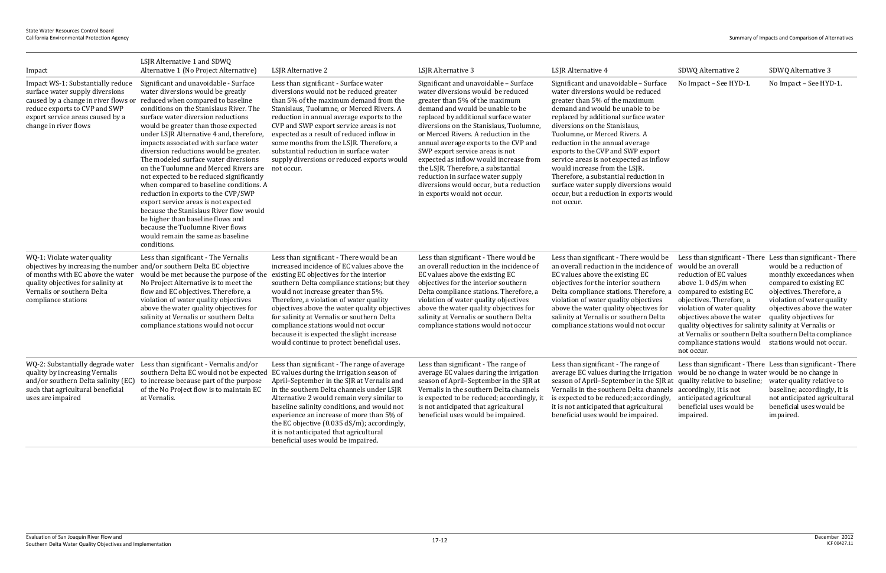| Impact | LSJR Alternative 1 and SDWQ Alternative 1 (No Project Alternative) | LSJR Alternative 2 | LSJR Alternative 3 | LSJR Alternative 4 | SDWQ Alternative 2 | SDWQ Alternative 3 |
|---|---|---|---|---|---|---|
| Impact WS-1: Substantially reduce surface water supply diversions caused by a change in river flows or reduce exports to CVP and SWP export service areas caused by a change in river flows | Significant and unavoidable - Surface water diversions would be greatly reduced when compared to baseline conditions on the Stanislaus River. The surface water diversion reductions would be greater than those expected under LSJR Alternative 4 and, therefore, impacts associated with surface water diversion reductions would be greater. The modeled surface water diversions on the Tuolumne and Merced Rivers are not expected to be reduced significantly when compared to baseline conditions. A reduction in exports to the CVP/SWP export service areas is not expected because the Stanislaus River flow would be higher than baseline flows and because the Tuolumne River flows would remain the same as baseline conditions. | Less than significant - Surface water diversions would not be reduced greater than 5% of the maximum demand from the Stanislaus, Tuolumne, or Merced Rivers. A reduction in annual average exports to the CVP and SWP export service areas is not expected as a result of reduced inflow in some months from the LSJR. Therefore, a substantial reduction in surface water supply diversions or reduced exports would not occur. | Significant and unavoidable – Surface water diversions would be reduced greater than 5% of the maximum demand and would be unable to be replaced by additional surface water diversions on the Stanislaus, Tuolumne, or Merced Rivers. A reduction in the annual average exports to the CVP and SWP export service areas is not expected as inflow would increase from the LSJR. Therefore, a substantial reduction in surface water supply diversions would occur, but a reduction in exports would not occur. | Significant and unavoidable – Surface water diversions would be reduced greater than 5% of the maximum demand and would be unable to be replaced by additional surface water diversions on the Stanislaus, Tuolumne, or Merced Rivers. A reduction in the annual average exports to the CVP and SWP export service areas is not expected as inflow would increase from the LSJR. Therefore, a substantial reduction in surface water supply diversions would occur, but a reduction in exports would not occur. | No Impact – See HYD-1. | No Impact – See HYD-1. |
| WQ-1: Violate water quality objectives by increasing the number of months with EC above the water quality objectives for salinity at Vernalis or southern Delta compliance stations | Less than significant - The Vernalis and/or southern Delta EC objective would be met because the purpose of the No Project Alternative is to meet the flow and EC objectives. Therefore, a violation of water quality objectives above the water quality objectives for salinity at Vernalis or southern Delta compliance stations would not occur | Less than significant - There would be an increased incidence of EC values above the existing EC objectives for the interior southern Delta compliance stations; but they would not increase greater than 5%. Therefore, a violation of water quality objectives above the water quality objectives for salinity at Vernalis or southern Delta compliance stations would not occur because it is expected the slight increase would continue to protect beneficial uses. | Less than significant - There would be an overall reduction in the incidence of EC values above the existing EC objectives for the interior southern Delta compliance stations. Therefore, a violation of water quality objectives above the water quality objectives for salinity at Vernalis or southern Delta compliance stations would not occur | Less than significant - There would be an overall reduction in the incidence of EC values above the existing EC objectives for the interior southern Delta compliance stations. Therefore, a violation of water quality objectives above the water quality objectives for salinity at Vernalis or southern Delta compliance stations would not occur | Less than significant - There would be an overall reduction of EC values above 1.0 dS/m when compared to existing EC objectives. Therefore, a violation of water quality objectives above the water quality objectives for salinity at Vernalis or southern Delta compliance stations would not occur. | Less than significant - There would be a reduction of monthly exceedances when compared to existing EC objectives. Therefore, a violation of water quality objectives above the water quality objectives for salinity at Vernalis or southern Delta compliance stations would not occur. |
| WQ-2: Substantially degrade water quality by increasing Vernalis and/or southern Delta salinity (EC) such that agricultural beneficial uses are impaired | Less than significant - Vernalis and/or southern Delta EC would not be expected to increase because part of the purpose of the No Project flow is to maintain EC at Vernalis. | Less than significant - The range of average EC values during the irrigation season of April–September in the SJR at Vernalis and in the southern Delta channels under LSJR Alternative 2 would remain very similar to baseline salinity conditions, and would not experience an increase of more than 5% of the EC objective (0.035 dS/m); accordingly, it is not anticipated that agricultural beneficial uses would be impaired. | Less than significant - The range of average EC values during the irrigation season of April–September in the SJR at Vernalis in the southern Delta channels is expected to be reduced; accordingly, it is not anticipated that agricultural beneficial uses would be impaired. | Less than significant - The range of average EC values during the irrigation season of April–September in the SJR at Vernalis in the southern Delta channels is expected to be reduced; accordingly, it is not anticipated that agricultural beneficial uses would be impaired. | Less than significant - There would be no change in water quality relative to baseline; accordingly, it is not anticipated agricultural beneficial uses would be impaired. | Less than significant - There would be no change in water quality relative to baseline; accordingly, it is not anticipated agricultural beneficial uses would be impaired. |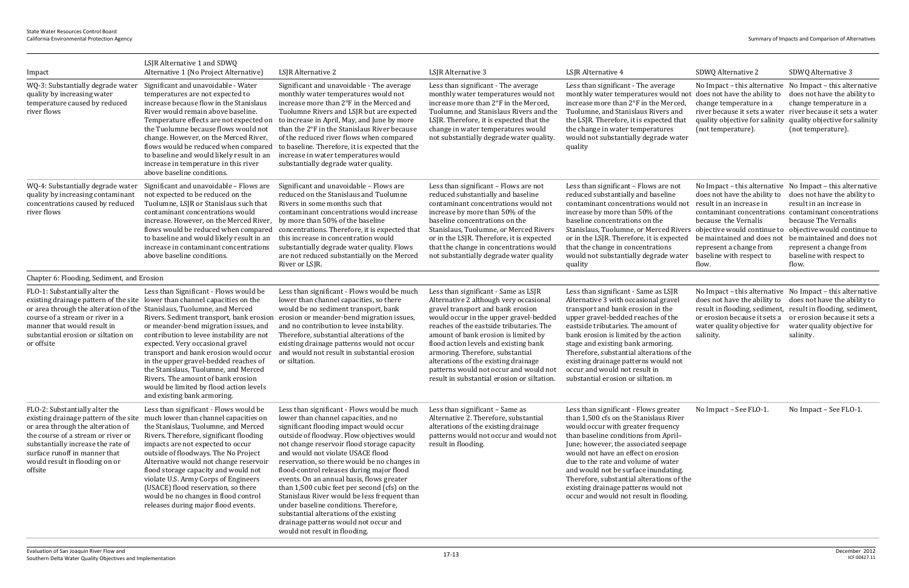| Impact | LSJR Alternative 1 and SDWQ Alternative 1 (No Project Alternative) | LSJR Alternative 2 | LSJR Alternative 3 | LSJR Alternative 4 | SDWQ Alternative 2 | SDWQ Alternative 3 |
|---|---|---|---|---|---|---|
| WQ-3: Substantially degrade water quality by increasing water temperature caused by reduced river flows | Significant and unavoidable - Water temperatures are not expected to increase because flow in the Stanislaus River would remain above baseline. Temperature effects are not expected on the Tuolumne because flows would not change. However, on the Merced River, flows would be reduced when compared to baseline and would likely result in an increase in temperature in this river above baseline conditions. | Significant and unavoidable - The average monthly water temperatures would not increase more than 2°F in the Merced and Tuolumne Rivers and LSJR but are expected to increase in April, May, and June by more than the 2°F in the Stanislaus River because of the reduced river flows when compared to baseline. Therefore, it is expected that the increase in water temperatures would substantially degrade water quality. | Less than significant - The average monthly water temperatures would not increase more than 2°F in the Merced, Tuolumne, and Stanislaus Rivers and the LSJR. Therefore, it is expected that the change in water temperatures would not substantially degrade water quality. | Less than significant - The average monthly water temperatures would not increase more than 2°F in the Merced, Tuolumne, and Stanislaus Rivers and the LSJR. Therefore, it is expected that the change in water temperatures would not substantially degrade water quality | No Impact – this alternative does not have the ability to change temperature in a river because it sets a water quality objective for salinity (not temperature). | No Impact – this alternative does not have the ability to change temperature in a river because it sets a water quality objective for salinity (not temperature). |
| WQ-4: Substantially degrade water quality by increasing contaminant concentrations caused by reduced river flows | Significant and unavoidable – Flows are not expected to be reduced on the Tuolumne, LSJR or Stanislaus such that contaminant concentrations would increase. However, on the Merced River, flows would be reduced when compared to baseline and would likely result in an increase in contaminant concentrations above baseline conditions. | Significant and unavoidable – Flows are reduced on the Stanislaus and Tuolumne Rivers in some months such that contaminant concentrations would increase by more than 50% of the baseline concentrations. Therefore, it is expected that this increase in concentration would substantially degrade water quality. Flows are not reduced substantially on the Merced River or LSJR. | Less than significant – Flows are not reduced substantially and baseline contaminant concentrations would not increase by more than 50% of the baseline concentrations on the Stanislaus, Tuolumne, or Merced Rivers or in the LSJR. Therefore, it is expected that the change in concentrations would not substantially degrade water quality | Less than significant – Flows are not reduced substantially and baseline contaminant concentrations would not increase by more than 50% of the baseline concentrations on the Stanislaus, Tuolumne, or Merced Rivers or in the LSJR. Therefore, it is expected that the change in concentrations would not substantially degrade water quality | No Impact – this alternative does not have the ability to result in an increase in contaminant concentrations because the Vernalis objective would continue to be maintained and does not represent a change from baseline with respect to flow. | No Impact – this alternative does not have the ability to result in an increase in contaminant concentrations because The Vernalis objective would continue to be maintained and does not represent a change from baseline with respect to flow. |
| **Chapter 6: Flooding, Sediment, and Erosion** | | | | | | |
| FLO-1: Substantially alter the existing drainage pattern of the site or area through the alteration of the course of a stream or river in a manner that would result in substantial erosion or siltation on or offsite | Less than Significant - Flows would be lower than channel capacities on the Stanislaus, Tuolumne, and Merced Rivers. Sediment transport, bank erosion or meander-bend migration issues, and contribution to levee instability are not expected. Very occasional gravel transport and bank erosion would occur in the upper gravel-bedded reaches of the Stanislaus, Tuolumne, and Merced Rivers. The amount of bank erosion would be limited by flood action levels and existing bank armoring. | Less than significant - Flows would be much lower than channel capacities, so there would be no sediment transport, bank erosion or meander-bend migration issues, and no contribution to levee instability. Therefore, substantial alterations of the existing drainage patterns would not occur and would not result in substantial erosion or siltation. | Less than significant - Same as LSJR Alternative 2 although very occasional gravel transport and bank erosion would occur in the upper gravel-bedded reaches of the eastside tributaries. The amount of bank erosion is limited by flood action levels and existing bank armoring. Therefore, substantial alterations of the existing drainage patterns would not occur and would not result in substantial erosion or siltation. | Less than significant - Same as LSJR Alternative 3 with occasional gravel transport and bank erosion in the upper gravel-bedded reaches of the eastside tributaries. The amount of bank erosion is limited by the action stage and existing bank armoring. Therefore, substantial alterations of the existing drainage patterns would not occur and would not result in substantial erosion or siltation. m | No Impact – this alternative does not have the ability to result in flooding, sediment, or erosion because it sets a water quality objective for salinity. | No Impact – this alternative does not have the ability to result in flooding, sediment, or erosion because it sets a water quality objective for salinity. |
| FLO-2: Substantially alter the existing drainage pattern of the site or area through the alteration of the course of a stream or river or substantially increase the rate of surface runoff in manner that would result in flooding on or offsite | Less than significant - Flows would be much lower than channel capacities on the Stanislaus, Tuolumne, and Merced Rivers. Therefore, significant flooding impacts are not expected to occur outside of floodways. The No Project Alternative would not change reservoir flood storage capacity and would not violate U.S. Army Corps of Engineers (USACE) flood reservation, so there would be no changes in flood control releases during major flood events. | Less than significant - Flows would be much lower than channel capacities, and no significant flooding impact would occur outside of floodway. Flow objectives would not change reservoir flood storage capacity and would not violate USACE flood reservation, so there would be no changes in flood-control releases during major flood events. On an annual basis, flows greater than 1,500 cubic feet per second (cfs) on the Stanislaus River would be less frequent than under baseline conditions. Therefore, substantial alterations of the existing drainage patterns would not occur and would not result in flooding. | Less than significant – Same as Alternative 2. Therefore, substantial alterations of the existing drainage patterns would not occur and would not result in flooding. | Less than significant - Flows greater than 1,500 cfs on the Stanislaus River would occur with greater frequency than baseline conditions from April–June; however, the associated seepage would not have an effect on erosion due to the rate and volume of water and would not be surface inundating. Therefore, substantial alterations of the existing drainage patterns would not occur and would not result in flooding. | No Impact – See FLO-1. | No Impact – See FLO-1. |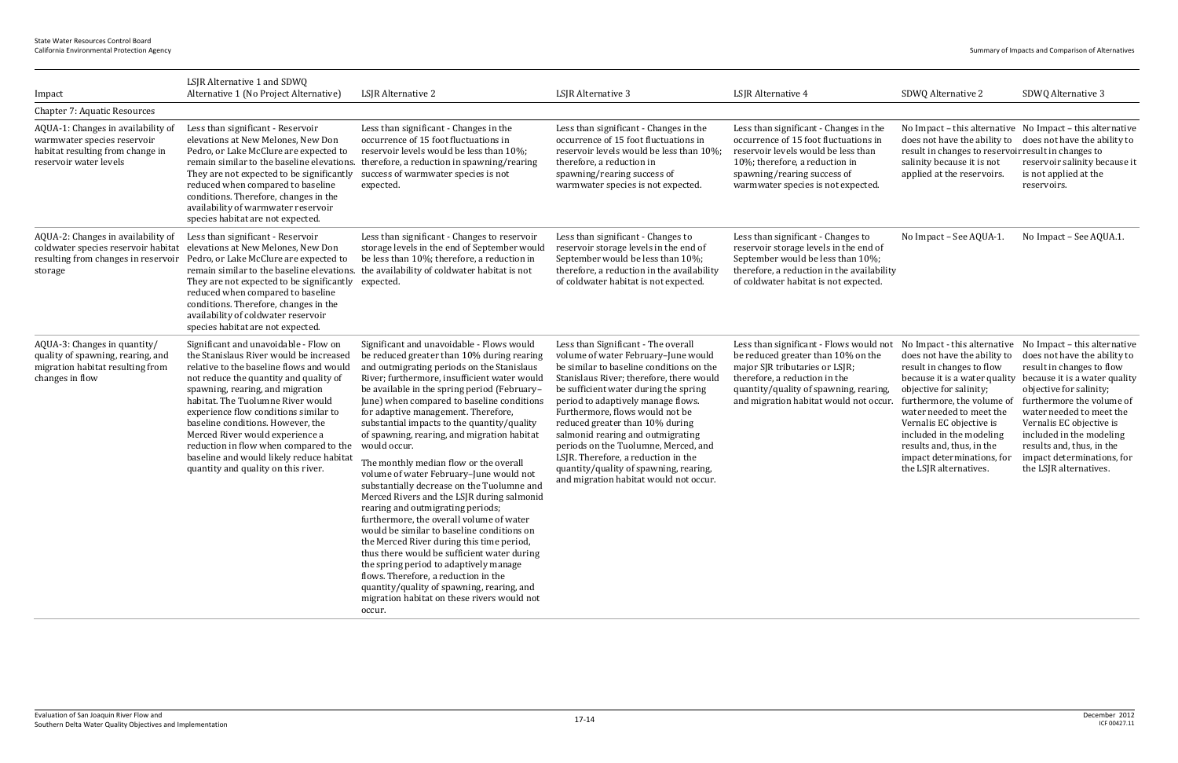| Impact | LSJR Alternative 1 and SDWQ Alternative 1 (No Project Alternative) | LSJR Alternative 2 | LSJR Alternative 3 | LSJR Alternative 4 | SDWQ Alternative 2 | SDWQ Alternative 3 |
|---|---|---|---|---|---|---|
| Chapter 7: Aquatic Resources | | | | | | |
| AQUA-1: Changes in availability of warmwater species reservoir habitat resulting from change in reservoir water levels | Less than significant - Reservoir elevations at New Melones, New Don Pedro, or Lake McClure are expected to remain similar to the baseline elevations. They are not expected to be significantly reduced when compared to baseline conditions. Therefore, changes in the availability of warmwater reservoir species habitat are not expected. | Less than significant - Changes in the occurrence of 15 foot fluctuations in reservoir levels would be less than 10%; therefore, a reduction in spawning/rearing success of warmwater species is not expected. | Less than significant - Changes in the occurrence of 15 foot fluctuations in reservoir levels would be less than 10%; therefore, a reduction in spawning/rearing success of warmwater species is not expected. | Less than significant - Changes in the occurrence of 15 foot fluctuations in reservoir levels would be less than 10%; therefore, a reduction in spawning/rearing success of warmwater species is not expected. | No Impact – this alternative does not have the ability to result in changes to reservoir salinity because it is not applied at the reservoirs. | No Impact – this alternative does not have the ability to result in changes to reservoir salinity because it is not applied at the reservoirs. |
| AQUA-2: Changes in availability of coldwater species reservoir habitat resulting from changes in reservoir storage | Less than significant - Reservoir elevations at New Melones, New Don Pedro, or Lake McClure are expected to remain similar to the baseline elevations. They are not expected to be significantly reduced when compared to baseline conditions. Therefore, changes in the availability of coldwater reservoir species habitat are not expected. | Less than significant - Changes to reservoir storage levels in the end of September would be less than 10%; therefore, a reduction in the availability of coldwater habitat is not expected. | Less than significant - Changes to reservoir storage levels in the end of September would be less than 10%; therefore, a reduction in the availability of coldwater habitat is not expected. | Less than significant - Changes to reservoir storage levels in the end of September would be less than 10%; therefore, a reduction in the availability of coldwater habitat is not expected. | No Impact – See AQUA-1. | No Impact – See AQUA.1. |
| AQUA-3: Changes in quantity/quality of spawning, rearing, and migration habitat resulting from changes in flow | Significant and unavoidable - Flow on the Stanislaus River would be increased relative to the baseline flows and would not reduce the quantity and quality of spawning, rearing, and migration habitat. The Tuolumne River would experience flow conditions similar to baseline conditions. However, the Merced River would experience a reduction in flow when compared to the baseline and would likely reduce habitat quantity and quality on this river. | Significant and unavoidable - Flows would be reduced greater than 10% during rearing and outmigrating periods on the Stanislaus River; furthermore, insufficient water would be available in the spring period (February–June) when compared to baseline conditions for adaptive management. Therefore, substantial impacts to the quantity/quality of spawning, rearing, and migration habitat would occur.<br><br>The monthly median flow or the overall volume of water February–June would not substantially decrease on the Tuolumne and Merced Rivers and the LSJR during salmonid rearing and outmigrating periods; furthermore, the overall volume of water would be similar to baseline conditions on the Merced River during this time period, thus there would be sufficient water during the spring period to adaptively manage flows. Therefore, a reduction in the quantity/quality of spawning, rearing, and migration habitat on these rivers would not occur. | Less than Significant - The overall volume of water February–June would be similar to baseline conditions on the Stanislaus River; therefore, there would be sufficient water during the spring period to adaptively manage flows. Furthermore, flows would not be reduced greater than 10% during salmonid rearing and outmigrating periods on the Tuolumne, Merced, and LSJR. Therefore, a reduction in the quantity/quality of spawning, rearing, and migration habitat would not occur. | Less than significant - Flows would not be reduced greater than 10% on the major SJR tributaries or LSJR; therefore, a reduction in the quantity/quality of spawning, rearing, and migration habitat would not occur. | No Impact - this alternative does not have the ability to result in changes to flow because it is a water quality objective for salinity; furthermore, the volume of water needed to meet the Vernalis EC objective is included in the modeling results and, thus, in the impact determinations, for the LSJR alternatives. | No Impact – this alternative does not have the ability to result in changes to flow because it is a water quality objective for salinity; furthermore the volume of water needed to meet the Vernalis EC objective is included in the modeling results and, thus, in the impact determinations, for the LSJR alternatives. |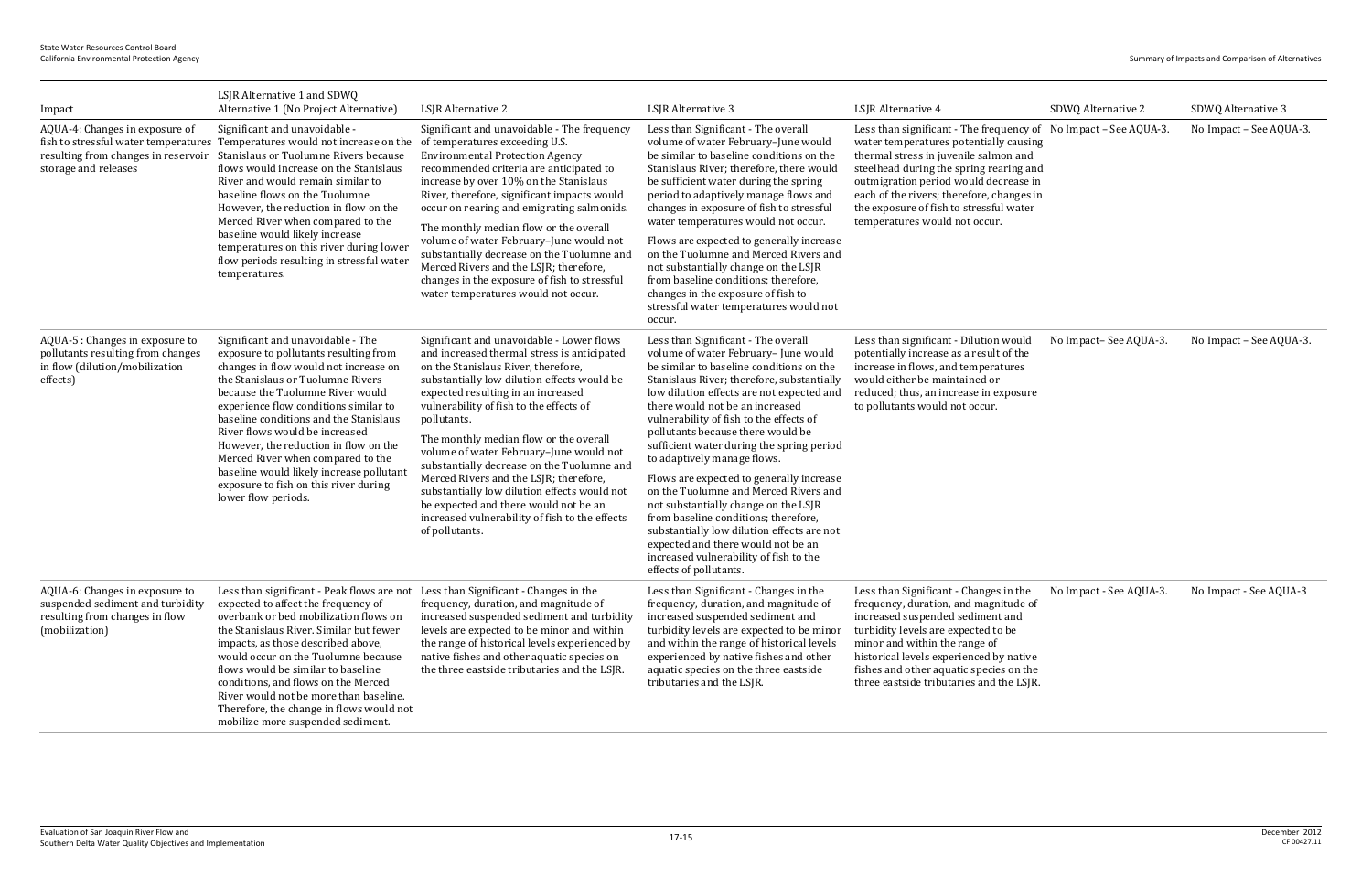| Impact | LSJR Alternative 1 and SDWQ Alternative 1 (No Project Alternative) | LSJR Alternative 2 | LSJR Alternative 3 | LSJR Alternative 4 | SDWQ Alternative 2 | SDWQ Alternative 3 |
|---|---|---|---|---|---|---|
| AQUA-4: Changes in exposure of fish to stressful water temperatures resulting from changes in reservoir storage and releases | Significant and unavoidable - Temperatures would not increase on the Stanislaus or Tuolumne Rivers because flows would increase on the Stanislaus River and would remain similar to baseline flows on the Tuolumne However, the reduction in flow on the Merced River when compared to the baseline would likely increase temperatures on this river during lower flow periods resulting in stressful water temperatures. | Significant and unavoidable - The frequency of temperatures exceeding U.S. Environmental Protection Agency recommended criteria are anticipated to increase by over 10% on the Stanislaus River, therefore, significant impacts would occur on rearing and emigrating salmonids.<br><br>The monthly median flow or the overall volume of water February–June would not substantially decrease on the Tuolumne and Merced Rivers and the LSJR; therefore, changes in the exposure of fish to stressful water temperatures would not occur. | Less than Significant - The overall volume of water February–June would be similar to baseline conditions on the Stanislaus River; therefore, there would be sufficient water during the spring period to adaptively manage flows and changes in exposure of fish to stressful water temperatures would not occur.<br><br>Flows are expected to generally increase on the Tuolumne and Merced Rivers and not substantially change on the LSJR from baseline conditions; therefore, changes in the exposure of fish to stressful water temperatures would not occur. | Less than significant - The frequency of water temperatures potentially causing thermal stress in juvenile salmon and steelhead during the spring rearing and outmigration period would decrease in each of the rivers; therefore, changes in the exposure of fish to stressful water temperatures would not occur. | No Impact – See AQUA-3. | No Impact – See AQUA-3. |
| AQUA-5 : Changes in exposure to pollutants resulting from changes in flow (dilution/mobilization effects) | Significant and unavoidable - The exposure to pollutants resulting from changes in flow would not increase on the Stanislaus or Tuolumne Rivers because the Tuolumne River would experience flow conditions similar to baseline conditions and the Stanislaus River flows would be increased However, the reduction in flow on the Merced River when compared to the baseline would likely increase pollutant exposure to fish on this river during lower flow periods. | Significant and unavoidable - Lower flows and increased thermal stress is anticipated on the Stanislaus River, therefore, substantially low dilution effects would be expected resulting in an increased vulnerability of fish to the effects of pollutants.<br><br>The monthly median flow or the overall volume of water February–June would not substantially decrease on the Tuolumne and Merced Rivers and the LSJR; therefore, substantially low dilution effects would not be expected and there would not be an increased vulnerability of fish to the effects of pollutants. | Less than Significant - The overall volume of water February– June would be similar to baseline conditions on the Stanislaus River; therefore, substantially low dilution effects are not expected and there would not be an increased vulnerability of fish to the effects of pollutants because there would be sufficient water during the spring period to adaptively manage flows.<br><br>Flows are expected to generally increase on the Tuolumne and Merced Rivers and not substantially change on the LSJR from baseline conditions; therefore, substantially low dilution effects are not expected and there would not be an increased vulnerability of fish to the effects of pollutants. | Less than significant - Dilution would potentially increase as a result of the increase in flows, and temperatures would either be maintained or reduced; thus, an increase in exposure to pollutants would not occur. | No Impact– See AQUA-3. | No Impact – See AQUA-3. |
| AQUA-6: Changes in exposure to suspended sediment and turbidity resulting from changes in flow (mobilization) | Less than significant - Peak flows are not expected to affect the frequency of overbank or bed mobilization flows on the Stanislaus River. Similar but fewer impacts, as those described above, would occur on the Tuolumne because flows would be similar to baseline conditions, and flows on the Merced River would not be more than baseline. Therefore, the change in flows would not mobilize more suspended sediment. | Less than Significant - Changes in the frequency, duration, and magnitude of increased suspended sediment and turbidity levels are expected to be minor and within the range of historical levels experienced by native fishes and other aquatic species on the three eastside tributaries and the LSJR. | Less than Significant - Changes in the frequency, duration, and magnitude of increased suspended sediment and turbidity levels are expected to be minor and within the range of historical levels experienced by native fishes and other aquatic species on the three eastside tributaries and the LSJR. | Less than Significant - Changes in the frequency, duration, and magnitude of increased suspended sediment and turbidity levels are expected to be minor and within the range of historical levels experienced by native fishes and other aquatic species on the three eastside tributaries and the LSJR. | No Impact - See AQUA-3. | No Impact - See AQUA-3 |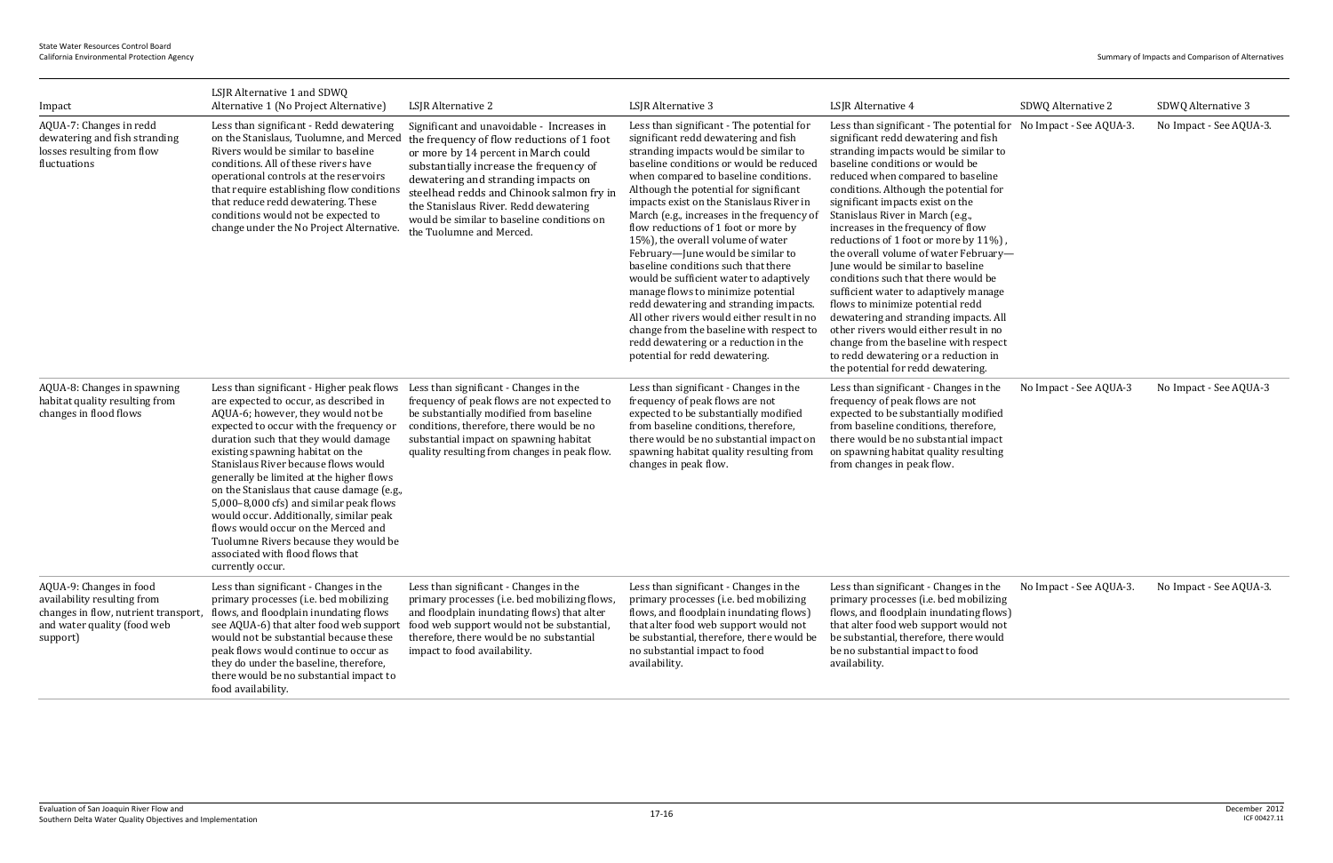| Impact | LSJR Alternative 1 and SDWQ Alternative 1 (No Project Alternative) | LSJR Alternative 2 | LSJR Alternative 3 | LSJR Alternative 4 | SDWQ Alternative 2 | SDWQ Alternative 3 |
|---|---|---|---|---|---|---|
| AQUA-7: Changes in redd dewatering and fish stranding losses resulting from flow fluctuations | Less than significant - Redd dewatering on the Stanislaus, Tuolumne, and Merced Rivers would be similar to baseline conditions. All of these rivers have operational controls at the reservoirs that require establishing flow conditions that reduce redd dewatering. These conditions would not be expected to change under the No Project Alternative. | Significant and unavoidable - Increases in the frequency of flow reductions of 1 foot or more by 14 percent in March could substantially increase the frequency of dewatering and stranding impacts on steelhead redds and Chinook salmon fry in the Stanislaus River. Redd dewatering would be similar to baseline conditions on the Tuolumne and Merced. | Less than significant - The potential for significant redd dewatering and fish stranding impacts would be similar to baseline conditions or would be reduced when compared to baseline conditions. Although the potential for significant impacts exist on the Stanislaus River in March (e.g., increases in the frequency of flow reductions of 1 foot or more by 15%), the overall volume of water February—June would be similar to baseline conditions such that there would be sufficient water to adaptively manage flows to minimize potential redd dewatering and stranding impacts. All other rivers would either result in no change from the baseline with respect to redd dewatering or a reduction in the potential for redd dewatering. | Less than significant - The potential for significant redd dewatering and fish stranding impacts would be similar to baseline conditions or would be reduced when compared to baseline conditions. Although the potential for significant impacts exist on the Stanislaus River in March (e.g., increases in the frequency of flow reductions of 1 foot or more by 11%), the overall volume of water February—June would be similar to baseline conditions such that there would be sufficient water to adaptively manage flows to minimize potential redd dewatering and stranding impacts. All other rivers would either result in no change from the baseline with respect to redd dewatering or a reduction in the potential for redd dewatering. | No Impact - See AQUA-3. | No Impact - See AQUA-3. |
| AQUA-8: Changes in spawning habitat quality resulting from changes in flood flows | Less than significant - Higher peak flows are expected to occur, as described in AQUA-6; however, they would not be expected to occur with the frequency or duration such that they would damage existing spawning habitat on the Stanislaus River because flows would generally be limited at the higher flows on the Stanislaus that cause damage (e.g., 5,000–8,000 cfs) and similar peak flows would occur. Additionally, similar peak flows would occur on the Merced and Tuolumne Rivers because they would be associated with flood flows that currently occur. | Less than significant - Changes in the frequency of peak flows are not expected to be substantially modified from baseline conditions, therefore, there would be no substantial impact on spawning habitat quality resulting from changes in peak flow. | Less than significant - Changes in the frequency of peak flows are not expected to be substantially modified from baseline conditions, therefore, there would be no substantial impact on spawning habitat quality resulting from changes in peak flow. | Less than significant - Changes in the frequency of peak flows are not expected to be substantially modified from baseline conditions, therefore, there would be no substantial impact on spawning habitat quality resulting from changes in peak flow. | No Impact - See AQUA-3 | No Impact - See AQUA-3 |
| AQUA-9: Changes in food availability resulting from changes in flow, nutrient transport, and water quality (food web support) | Less than significant - Changes in the primary processes (i.e. bed mobilizing flows, and floodplain inundating flows see AQUA-6) that alter food web support would not be substantial because these peak flows would continue to occur as they do under the baseline, therefore, there would be no substantial impact to food availability. | Less than significant - Changes in the primary processes (i.e. bed mobilizing flows, and floodplain inundating flows) that alter food web support would not be substantial, therefore, there would be no substantial impact to food availability. | Less than significant - Changes in the primary processes (i.e. bed mobilizing flows, and floodplain inundating flows) that alter food web support would not be substantial, therefore, there would be no substantial impact to food availability. | Less than significant - Changes in the primary processes (i.e. bed mobilizing flows, and floodplain inundating flows) that alter food web support would not be substantial, therefore, there would be no substantial impact to food availability. | No Impact - See AQUA-3. | No Impact - See AQUA-3. |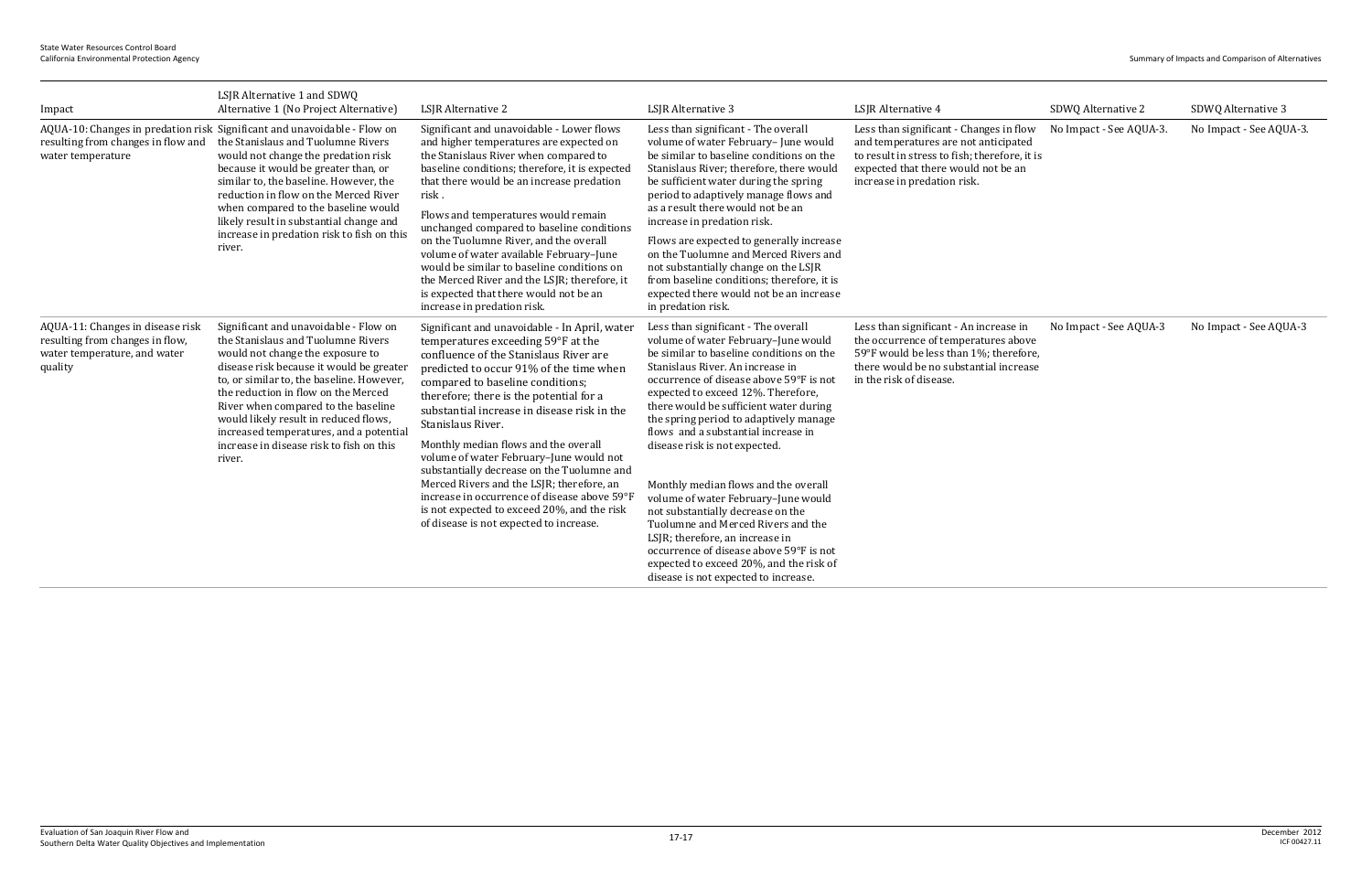| Impact | LSJR Alternative 1 and SDWQ Alternative 1 (No Project Alternative) | LSJR Alternative 2 | LSJR Alternative 3 | LSJR Alternative 4 | SDWQ Alternative 2 | SDWQ Alternative 3 |
|---|---|---|---|---|---|---|
| AQUA-10: Changes in predation risk resulting from changes in flow and water temperature | Significant and unavoidable - Flow on the Stanislaus and Tuolumne Rivers would not change the predation risk because it would be greater than, or similar to, the baseline. However, the reduction in flow on the Merced River when compared to the baseline would likely result in substantial change and increase in predation risk to fish on this river. | Significant and unavoidable - Lower flows and higher temperatures are expected on the Stanislaus River when compared to baseline conditions; therefore, it is expected that there would be an increase predation risk .<br><br>Flows and temperatures would remain unchanged compared to baseline conditions on the Tuolumne River, and the overall volume of water available February–June would be similar to baseline conditions on the Merced River and the LSJR; therefore, it is expected that there would not be an increase in predation risk. | Less than significant - The overall volume of water February– June would be similar to baseline conditions on the Stanislaus River; therefore, there would be sufficient water during the spring period to adaptively manage flows and as a result there would not be an increase in predation risk.<br><br>Flows are expected to generally increase on the Tuolumne and Merced Rivers and not substantially change on the LSJR from baseline conditions; therefore, it is expected there would not be an increase in predation risk. | Less than significant - Changes in flow and temperatures are not anticipated to result in stress to fish; therefore, it is expected that there would not be an increase in predation risk. | No Impact - See AQUA-3. | No Impact - See AQUA-3. |
| AQUA-11: Changes in disease risk resulting from changes in flow, water temperature, and water quality | Significant and unavoidable - Flow on the Stanislaus and Tuolumne Rivers would not change the exposure to disease risk because it would be greater to, or similar to, the baseline. However, the reduction in flow on the Merced River when compared to the baseline would likely result in reduced flows, increased temperatures, and a potential increase in disease risk to fish on this river. | Significant and unavoidable - In April, water temperatures exceeding 59°F at the confluence of the Stanislaus River are predicted to occur 91% of the time when compared to baseline conditions; therefore; there is the potential for a substantial increase in disease risk in the Stanislaus River.<br><br>Monthly median flows and the overall volume of water February–June would not substantially decrease on the Tuolumne and Merced Rivers and the LSJR; therefore, an increase in occurrence of disease above 59°F is not expected to exceed 20%, and the risk of disease is not expected to increase. | Less than significant - The overall volume of water February–June would be similar to baseline conditions on the Stanislaus River. An increase in occurrence of disease above 59°F is not expected to exceed 12%. Therefore, there would be sufficient water during the spring period to adaptively manage flows and a substantial increase in disease risk is not expected.<br><br>Monthly median flows and the overall volume of water February–June would not substantially decrease on the Tuolumne and Merced Rivers and the LSJR; therefore, an increase in occurrence of disease above 59°F is not expected to exceed 20%, and the risk of disease is not expected to increase. | Less than significant - An increase in the occurrence of temperatures above 59°F would be less than 1%; therefore, there would be no substantial increase in the risk of disease. | No Impact - See AQUA-3 | No Impact - See AQUA-3 |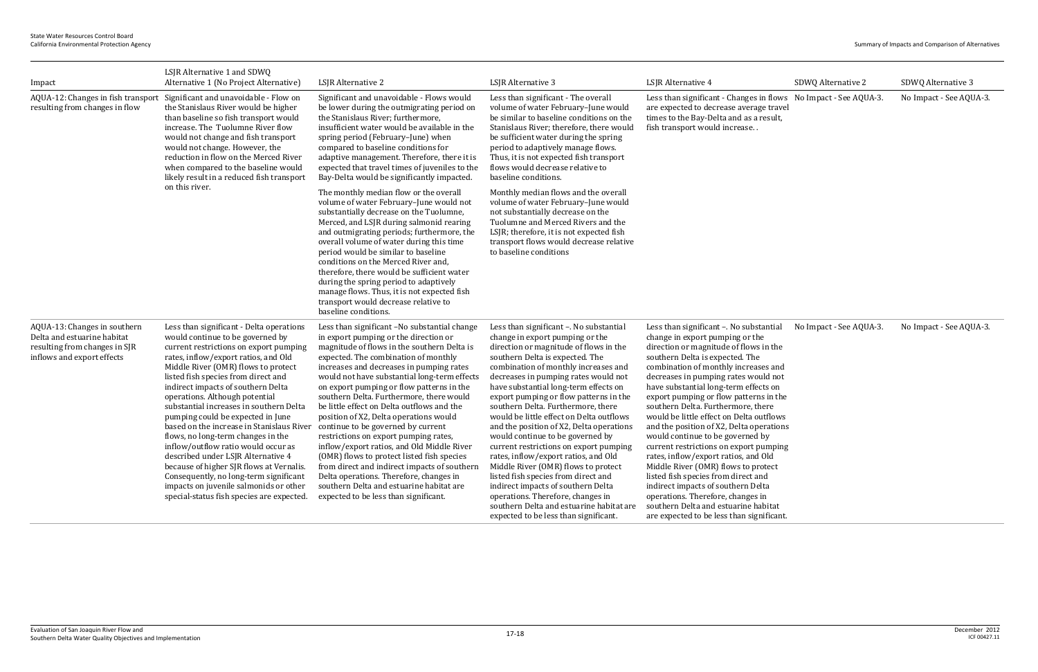| Impact | LSJR Alternative 1 and SDWQ Alternative 1 (No Project Alternative) | LSJR Alternative 2 | LSJR Alternative 3 | LSJR Alternative 4 | SDWQ Alternative 2 | SDWQ Alternative 3 |
|---|---|---|---|---|---|---|
| AQUA-12: Changes in fish transport resulting from changes in flow | Significant and unavoidable - Flow on the Stanislaus River would be higher than baseline so fish transport would increase. The Tuolumne River flow would not change and fish transport would not change. However, the reduction in flow on the Merced River when compared to the baseline would likely result in a reduced fish transport on this river. | Significant and unavoidable - Flows would be lower during the outmigrating period on the Stanislaus River; furthermore, insufficient water would be available in the spring period (February–June) when compared to baseline conditions for adaptive management. Therefore, there it is expected that travel times of juveniles to the Bay-Delta would be significantly impacted. <br><br> The monthly median flow or the overall volume of water February–June would not substantially decrease on the Tuolumne, Merced, and LSJR during salmonid rearing and outmigrating periods; furthermore, the overall volume of water during this time period would be similar to baseline conditions on the Merced River and, therefore, there would be sufficient water during the spring period to adaptively manage flows. Thus, it is not expected fish transport would decrease relative to baseline conditions. | Less than significant - The overall volume of water February–June would be similar to baseline conditions on the Stanislaus River; therefore, there would be sufficient water during the spring period to adaptively manage flows. Thus, it is not expected fish transport flows would decrease relative to baseline conditions. <br><br> Monthly median flows and the overall volume of water February–June would not substantially decrease on the Tuolumne and Merced Rivers and the LSJR; therefore, it is not expected fish transport flows would decrease relative to baseline conditions | Less than significant - Changes in flows are expected to decrease average travel times to the Bay-Delta and as a result, fish transport would increase. . | No Impact - See AQUA-3. | No Impact - See AQUA-3. |
| AQUA-13: Changes in southern Delta and estuarine habitat resulting from changes in SJR inflows and export effects | Less than significant - Delta operations would continue to be governed by current restrictions on export pumping rates, inflow/export ratios, and Old Middle River (OMR) flows to protect listed fish species from direct and indirect impacts of southern Delta operations. Although potential substantial increases in southern Delta pumping could be expected in June based on the increase in Stanislaus River flows, no long-term changes in the inflow/outflow ratio would occur as described under LSJR Alternative 4 because of higher SJR flows at Vernalis. Consequently, no long-term significant impacts on juvenile salmonids or other special-status fish species are expected. | Less than significant –No substantial change in export pumping or the direction or magnitude of flows in the southern Delta is expected. The combination of monthly increases and decreases in pumping rates would not have substantial long-term effects on export pumping or flow patterns in the southern Delta. Furthermore, there would be little effect on Delta outflows and the position of X2, Delta operations would continue to be governed by current restrictions on export pumping rates, inflow/export ratios, and Old Middle River (OMR) flows to protect listed fish species from direct and indirect impacts of southern Delta operations. Therefore, changes in southern Delta and estuarine habitat are expected to be less than significant. | Less than significant –. No substantial change in export pumping or the direction or magnitude of flows in the southern Delta is expected. The combination of monthly increases and decreases in pumping rates would not have substantial long-term effects on export pumping or flow patterns in the southern Delta. Furthermore, there would be little effect on Delta outflows and the position of X2, Delta operations would continue to be governed by current restrictions on export pumping rates, inflow/export ratios, and Old Middle River (OMR) flows to protect listed fish species from direct and indirect impacts of southern Delta operations. Therefore, changes in southern Delta and estuarine habitat are expected to be less than significant. | Less than significant –. No substantial change in export pumping or the direction or magnitude of flows in the southern Delta is expected. The combination of monthly increases and decreases in pumping rates would not have substantial long-term effects on export pumping or flow patterns in the southern Delta. Furthermore, there would be little effect on Delta outflows and the position of X2, Delta operations would continue to be governed by current restrictions on export pumping rates, inflow/export ratios, and Old Middle River (OMR) flows to protect listed fish species from direct and indirect impacts of southern Delta operations. Therefore, changes in southern Delta and estuarine habitat are expected to be less than significant. | No Impact - See AQUA-3. | No Impact - See AQUA-3. |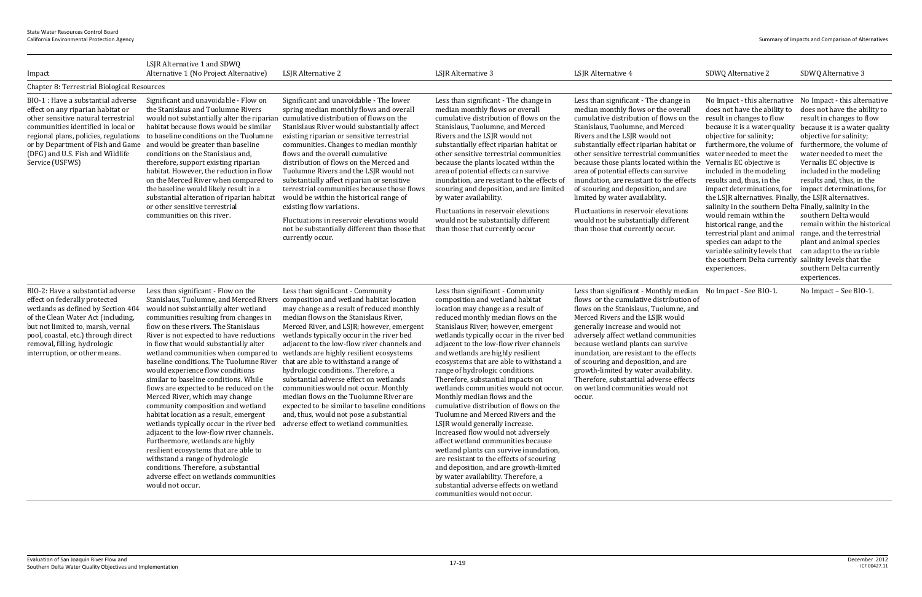| Impact | LSJR Alternative 1 and SDWQ Alternative 1 (No Project Alternative) | LSJR Alternative 2 | LSJR Alternative 3 | LSJR Alternative 4 | SDWQ Alternative 2 | SDWQ Alternative 3 |
|---|---|---|---|---|---|---|
| Chapter 8: Terrestrial Biological Resources | | | | | | |
| BIO-1 : Have a substantial adverse effect on any riparian habitat or other sensitive natural terrestrial communities identified in local or regional plans, policies, regulations or by Department of Fish and Game (DFG) and U.S. Fish and Wildlife Service (USFWS) | Significant and unavoidable - Flow on the Stanislaus and Tuolumne Rivers would not substantially alter the riparian habitat because flows would be similar to baseline conditions on the Tuolumne and would be greater than baseline conditions on the Stanislaus and, therefore, support existing riparian habitat. However, the reduction in flow on the Merced River when compared to the baseline would likely result in a substantial alteration of riparian habitat or other sensitive terrestrial communities on this river. | Significant and unavoidable - The lower spring median monthly flows and overall cumulative distribution of flows on the Stanislaus River would substantially affect existing riparian or sensitive terrestrial communities. Changes to median monthly flows and the overall cumulative distribution of flows on the Merced and Tuolumne Rivers and the LSJR would not substantially affect riparian or sensitive terrestrial communities because those flows would be within the historical range of existing flow variations.<br><br>Fluctuations in reservoir elevations would not be substantially different than those that currently occur. | Less than significant - The change in median monthly flows or overall cumulative distribution of flows on the Stanislaus, Tuolumne, and Merced Rivers and the LSJR would not substantially effect riparian habitat or other sensitive terrestrial communities because the plants located within the area of potential effects can survive inundation, are resistant to the effects of scouring and deposition, and are limited by water availability.<br><br>Fluctuations in reservoir elevations would not be substantially different than those that currently occur | Less than significant - The change in median monthly flows or the overall cumulative distribution of flows on the Stanislaus, Tuolumne, and Merced Rivers and the LSJR would not substantially effect riparian habitat or other sensitive terrestrial communities because those plants located within the area of potential effects can survive inundation, are resistant to the effects of scouring and deposition, and are limited by water availability.<br><br>Fluctuations in reservoir elevations would not be substantially different than those that currently occur. | No Impact - this alternative does not have the ability to result in changes to flow because it is a water quality objective for salinity; furthermore, the volume of water needed to meet the Vernalis EC objective is included in the modeling results and, thus, in the impact determinations, for the LSJR alternatives. Finally, salinity in the southern Delta would remain within the historical range, and the terrestrial plant and animal species can adapt to the variable salinity levels that the southern Delta currently experiences. | No Impact - this alternative does not have the ability to result in changes to flow because it is a water quality objective for salinity; furthermore, the volume of water needed to meet the Vernalis EC objective is included in the modeling results and, thus, in the impact determinations, for the LSJR alternatives. Finally, salinity in the southern Delta would remain within the historical range, and the terrestrial plant and animal species can adapt to the variable salinity levels that the southern Delta currently experiences. |
| BIO-2: Have a substantial adverse effect on federally protected wetlands as defined by Section 404 of the Clean Water Act (including, but not limited to, marsh, vernal pool, coastal, etc.) through direct removal, filling, hydrologic interruption, or other means. | Less than significant - Flow on the Stanislaus, Tuolumne, and Merced Rivers would not substantially alter wetland communities resulting from changes in flow on these rivers. The Stanislaus River is not expected to have reductions in flow that would substantially alter wetland communities when compared to baseline conditions. The Tuolumne River would experience flow conditions similar to baseline conditions. While flows are expected to be reduced on the Merced River, which may change community composition and wetland habitat location as a result, emergent wetlands typically occur in the river bed adjacent to the low-flow river channels. Furthermore, wetlands are highly resilient ecosystems that are able to withstand a range of hydrologic conditions. Therefore, a substantial adverse effect on wetlands communities would not occur. | Less than significant - Community composition and wetland habitat location may change as a result of reduced monthly median flows on the Stanislaus River, Merced River, and LSJR; however, emergent wetlands typically occur in the river bed adjacent to the low-flow river channels and wetlands are highly resilient ecosystems that are able to withstand a range of hydrologic conditions. Therefore, a substantial adverse effect on wetlands communities would not occur. Monthly median flows on the Tuolumne River are expected to be similar to baseline conditions and, thus, would not pose a substantial adverse effect to wetland communities. | Less than significant - Community composition and wetland habitat location may change as a result of reduced monthly median flows on the Stanislaus River; however, emergent wetlands typically occur in the river bed adjacent to the low-flow river channels and wetlands are highly resilient ecosystems that are able to withstand a range of hydrologic conditions. Therefore, substantial impacts on wetlands communities would not occur. Monthly median flows and the cumulative distribution of flows on the Tuolumne and Merced Rivers and the LSJR would generally increase. Increased flow would not adversely affect wetland communities because wetland plants can survive inundation, are resistant to the effects of scouring and deposition, and are growth-limited by water availability. Therefore, a substantial adverse effects on wetland communities would not occur. | Less than significant - Monthly median flows or the cumulative distribution of flows on the Stanislaus, Tuolumne, and Merced Rivers and the LSJR would generally increase and would not adversely affect wetland communities because wetland plants can survive inundation, are resistant to the effects of scouring and deposition, and are growth-limited by water availability. Therefore, substantial adverse effects on wetland communities would not occur. | No Impact - See BIO-1. | No Impact – See BIO-1. |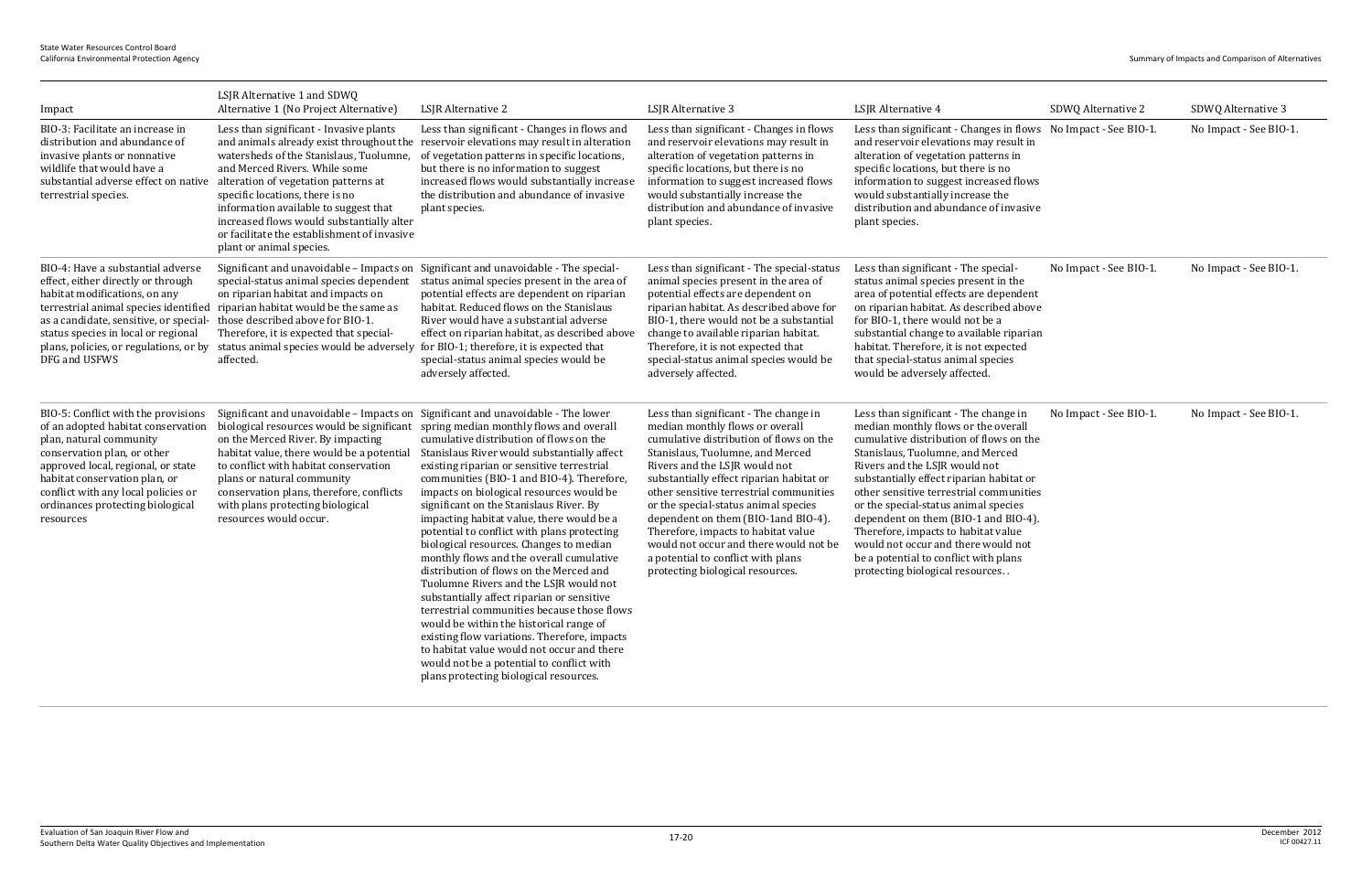| Impact | LSJR Alternative 1 and SDWQ Alternative 1 (No Project Alternative) | LSJR Alternative 2 | LSJR Alternative 3 | LSJR Alternative 4 | SDWQ Alternative 2 | SDWQ Alternative 3 |
|---|---|---|---|---|---|---|
| BIO-3: Facilitate an increase in distribution and abundance of invasive plants or nonnative wildlife that would have a substantial adverse effect on native terrestrial species. | Less than significant - Invasive plants and animals already exist throughout the watersheds of the Stanislaus, Tuolumne, and Merced Rivers. While some alteration of vegetation patterns at specific locations, there is no information available to suggest that increased flows would substantially alter or facilitate the establishment of invasive plant or animal species. | Less than significant - Changes in flows and reservoir elevations may result in alteration of vegetation patterns in specific locations, but there is no information to suggest increased flows would substantially increase the distribution and abundance of invasive plant species. | Less than significant - Changes in flows and reservoir elevations may result in alteration of vegetation patterns in specific locations, but there is no information to suggest increased flows would substantially increase the distribution and abundance of invasive plant species. | Less than significant - Changes in flows and reservoir elevations may result in alteration of vegetation patterns in specific locations, but there is no information to suggest increased flows would substantially increase the distribution and abundance of invasive plant species. | No Impact - See BIO-1. | No Impact - See BIO-1. |
| BIO-4: Have a substantial adverse effect, either directly or through habitat modifications, on any terrestrial animal species identified as a candidate, sensitive, or special-status species in local or regional plans, policies, or regulations, or by DFG and USFWS | Significant and unavoidable – Impacts on special-status animal species dependent on riparian habitat and impacts on riparian habitat would be the same as those described above for BIO-1. Therefore, it is expected that special-status animal species would be adversely affected. | Significant and unavoidable - The special-status animal species present in the area of potential effects are dependent on riparian habitat. Reduced flows on the Stanislaus River would have a substantial adverse effect on riparian habitat, as described above for BIO-1; therefore, it is expected that special-status animal species would be adversely affected. | Less than significant - The special-status animal species present in the area of potential effects are dependent on riparian habitat. As described above for BIO-1, there would not be a substantial change to available riparian habitat. Therefore, it is not expected that special-status animal species would be adversely affected. | Less than significant - The special-status animal species present in the area of potential effects are dependent on riparian habitat. As described above for BIO-1, there would not be a substantial change to available riparian habitat. Therefore, it is not expected that special-status animal species would be adversely affected. | No Impact - See BIO-1. | No Impact - See BIO-1. |
| BIO-5: Conflict with the provisions of an adopted habitat conservation plan, natural community conservation plan, or other approved local, regional, or state habitat conservation plan, or conflict with any local policies or ordinances protecting biological resources | Significant and unavoidable – Impacts on biological resources would be significant on the Merced River. By impacting habitat value, there would be a potential to conflict with habitat conservation plans or natural community conservation plans, therefore, conflicts with plans protecting biological resources would occur. | Significant and unavoidable - The lower spring median monthly flows and overall cumulative distribution of flows on the Stanislaus River would substantially affect existing riparian or sensitive terrestrial communities (BIO-1 and BIO-4). Therefore, impacts on biological resources would be significant on the Stanislaus River. By impacting habitat value, there would be a potential to conflict with plans protecting biological resources. Changes to median monthly flows and the overall cumulative distribution of flows on the Merced and Tuolumne Rivers and the LSJR would not substantially affect riparian or sensitive terrestrial communities because those flows would be within the historical range of existing flow variations. Therefore, impacts to habitat value would not occur and there would not be a potential to conflict with plans protecting biological resources. | Less than significant - The change in median monthly flows or overall cumulative distribution of flows on the Stanislaus, Tuolumne, and Merced Rivers and the LSJR would not substantially effect riparian habitat or other sensitive terrestrial communities or the special-status animal species dependent on them (BIO-1and BIO-4). Therefore, impacts to habitat value would not occur and there would not be a potential to conflict with plans protecting biological resources. | Less than significant - The change in median monthly flows or the overall cumulative distribution of flows on the Stanislaus, Tuolumne, and Merced Rivers and the LSJR would not substantially effect riparian habitat or other sensitive terrestrial communities or the special-status animal species dependent on them (BIO-1 and BIO-4). Therefore, impacts to habitat value would not occur and there would not be a potential to conflict with plans protecting biological resources. . | No Impact - See BIO-1. | No Impact - See BIO-1. |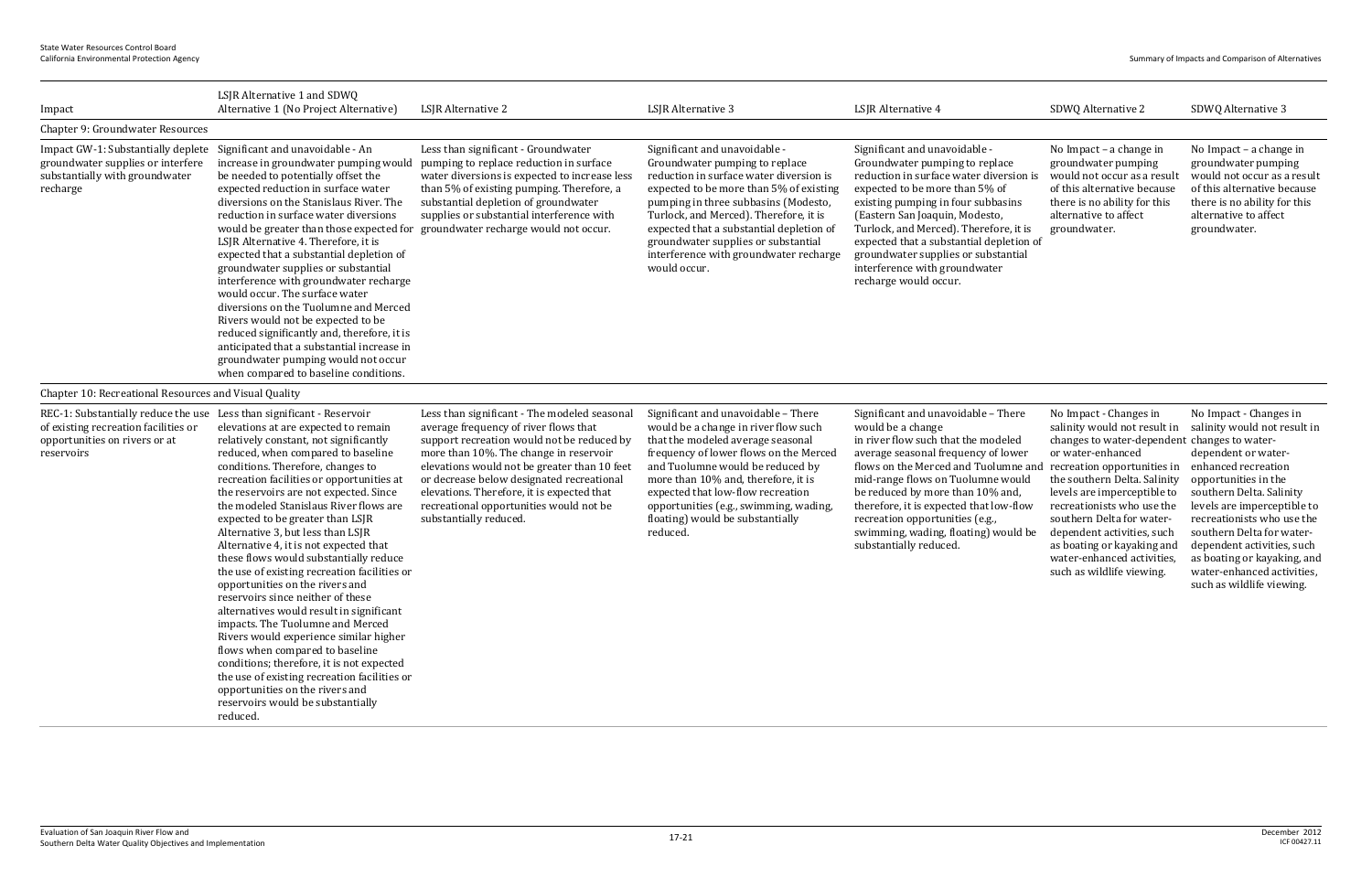| Impact | LSJR Alternative 1 and SDWQ Alternative 1 (No Project Alternative) | LSJR Alternative 2 | LSJR Alternative 3 | LSJR Alternative 4 | SDWQ Alternative 2 | SDWQ Alternative 3 |
|---|---|---|---|---|---|---|
| Chapter 9: Groundwater Resources | | | | | | |
| Impact GW-1: Substantially deplete groundwater supplies or interfere substantially with groundwater recharge | Significant and unavoidable - An increase in groundwater pumping would be needed to potentially offset the expected reduction in surface water diversions on the Stanislaus River. The reduction in surface water diversions would be greater than those expected for LSJR Alternative 4. Therefore, it is expected that a substantial depletion of groundwater supplies or substantial interference with groundwater recharge would occur. The surface water diversions on the Tuolumne and Merced Rivers would not be expected to be reduced significantly and, therefore, it is anticipated that a substantial increase in groundwater pumping would not occur when compared to baseline conditions. | Less than significant - Groundwater pumping to replace reduction in surface water diversions is expected to increase less than 5% of existing pumping. Therefore, a substantial depletion of groundwater supplies or substantial interference with groundwater recharge would not occur. | Significant and unavoidable - Groundwater pumping to replace reduction in surface water diversion is expected to be more than 5% of existing pumping in three subbasins (Modesto, Turlock, and Merced). Therefore, it is expected that a substantial depletion of groundwater supplies or substantial interference with groundwater recharge would occur. | Significant and unavoidable - Groundwater pumping to replace reduction in surface water diversion is expected to be more than 5% of existing pumping in four subbasins (Eastern San Joaquin, Modesto, Turlock, and Merced). Therefore, it is expected that a substantial depletion of groundwater supplies or substantial interference with groundwater recharge would occur. | No Impact – a change in groundwater pumping would not occur as a result of this alternative because there is no ability for this alternative to affect groundwater. | No Impact – a change in groundwater pumping would not occur as a result of this alternative because there is no ability for this alternative to affect groundwater. |
| Chapter 10: Recreational Resources and Visual Quality | | | | | | |
| REC-1: Substantially reduce the use of existing recreation facilities or opportunities on rivers or at reservoirs | Less than significant - Reservoir elevations at are expected to remain relatively constant, not significantly reduced, when compared to baseline conditions. Therefore, changes to recreation facilities or opportunities at the reservoirs are not expected. Since the modeled Stanislaus River flows are expected to be greater than LSJR Alternative 3, but less than LSJR Alternative 4, it is not expected that these flows would substantially reduce the use of existing recreation facilities or opportunities on the rivers and reservoirs since neither of these alternatives would result in significant impacts. The Tuolumne and Merced Rivers would experience similar higher flows when compared to baseline conditions; therefore, it is not expected the use of existing recreation facilities or opportunities on the rivers and reservoirs would be substantially reduced. | Less than significant - The modeled seasonal average frequency of river flows that support recreation would not be reduced by more than 10%. The change in reservoir elevations would not be greater than 10 feet or decrease below designated recreational elevations. Therefore, it is expected that recreational opportunities would not be substantially reduced. | Significant and unavoidable – There would be a change in river flow such that the modeled average seasonal frequency of lower flows on the Merced and Tuolumne would be reduced by more than 10% and, therefore, it is expected that low-flow recreation opportunities (e.g., swimming, wading, floating) would be substantially reduced. | Significant and unavoidable – There would be a change in river flow such that the modeled average seasonal frequency of lower flows on the Merced and Tuolumne and mid-range flows on Tuolumne would be reduced by more than 10% and, therefore, it is expected that low-flow recreation opportunities (e.g., swimming, wading, floating) would be substantially reduced. | No Impact - Changes in salinity would not result in changes to water-dependent or water-enhanced recreation opportunities in the southern Delta. Salinity levels are imperceptible to recreationists who use the southern Delta for water-dependent activities, such as boating or kayaking and water-enhanced activities, such as wildlife viewing. | No Impact - Changes in salinity would not result in changes to water-dependent or water-enhanced recreation opportunities in the southern Delta. Salinity levels are imperceptible to recreationists who use the southern Delta for water-dependent activities, such as boating or kayaking, and water-enhanced activities, such as wildlife viewing. |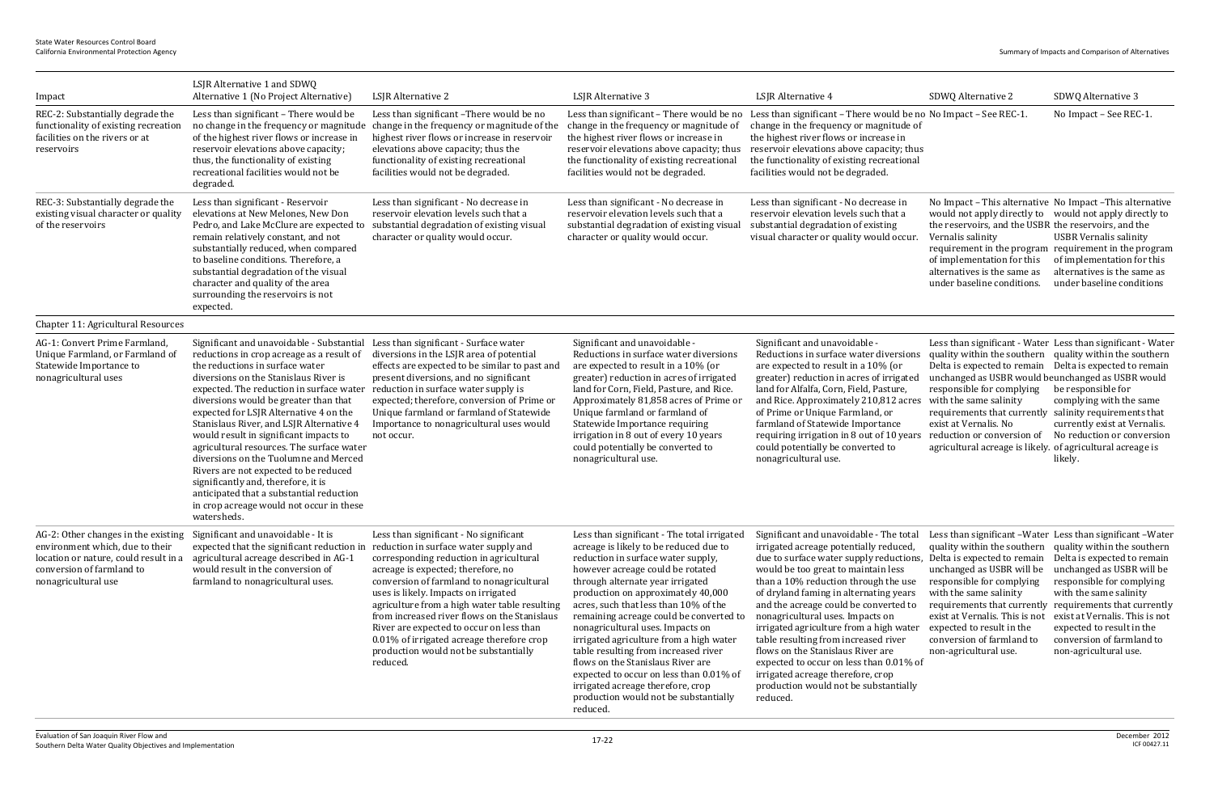| Impact | LSJR Alternative 1 and SDWQ Alternative 1 (No Project Alternative) | LSJR Alternative 2 | LSJR Alternative 3 | LSJR Alternative 4 | SDWQ Alternative 2 | SDWQ Alternative 3 |
|---|---|---|---|---|---|---|
| REC-2: Substantially degrade the functionality of existing recreation facilities on the rivers or at reservoirs | Less than significant – There would be no change in the frequency or magnitude of the highest river flows or increase in reservoir elevations above capacity; thus, the functionality of existing recreational facilities would not be degraded. | Less than significant –There would be no change in the frequency or magnitude of the highest river flows or increase in reservoir elevations above capacity; thus the functionality of existing recreational facilities would not be degraded. | Less than significant – There would be no change in the frequency or magnitude of the highest river flows or increase in reservoir elevations above capacity; thus the functionality of existing recreational facilities would not be degraded. | Less than significant – There would be no change in the frequency or magnitude of the highest river flows or increase in reservoir elevations above capacity; thus the functionality of existing recreational facilities would not be degraded. | No Impact – See REC-1. | No Impact – See REC-1. |
| REC-3: Substantially degrade the existing visual character or quality of the reservoirs | Less than significant - Reservoir elevations at New Melones, New Don Pedro, and Lake McClure are expected to remain relatively constant, and not substantially reduced, when compared to baseline conditions. Therefore, a substantial degradation of the visual character and quality of the area surrounding the reservoirs is not expected. | Less than significant - No decrease in reservoir elevation levels such that a substantial degradation of existing visual character or quality would occur. | Less than significant - No decrease in reservoir elevation levels such that a substantial degradation of existing visual character or quality would occur. | Less than significant - No decrease in reservoir elevation levels such that a substantial degradation of existing visual character or quality would occur. | No Impact – This alternative would not apply directly to the reservoirs, and the USBR Vernalis salinity requirement in the program of implementation for this alternatives is the same as under baseline conditions. | No Impact –This alternative would not apply directly to the reservoirs, and the USBR Vernalis salinity requirement in the program of implementation for this alternatives is the same as under baseline conditions |
| Chapter 11: Agricultural Resources | | | | | | |
| AG-1: Convert Prime Farmland, Unique Farmland, or Farmland of Statewide Importance to nonagricultural uses | Significant and unavoidable - Substantial reductions in crop acreage as a result of the reductions in surface water diversions on the Stanislaus River is expected. The reduction in surface water diversions would be greater than that expected for LSJR Alternative 4 on the Stanislaus River, and LSJR Alternative 4 would result in significant impacts to agricultural resources. The surface water diversions on the Tuolumne and Merced Rivers are not expected to be reduced significantly and, therefore, it is anticipated that a substantial reduction in crop acreage would not occur in these watersheds. | Less than significant - Surface water diversions in the LSJR area of potential effects are expected to be similar to past and present diversions, and no significant reduction in surface water supply is expected; therefore, conversion of Prime or Unique farmland or farmland of Statewide Importance to nonagricultural uses would not occur. | Significant and unavoidable - Reductions in surface water diversions are expected to result in a 10% (or greater) reduction in acres of irrigated land for Corn, Field, Pasture, and Rice. Approximately 81,858 acres of Prime or Unique farmland or farmland of Statewide Importance requiring irrigation in 8 out of every 10 years could potentially be converted to nonagricultural use. | Significant and unavoidable - Reductions in surface water diversions are expected to result in a 10% (or greater) reduction in acres of irrigated land for Alfalfa, Corn, Field, Pasture, and Rice. Approximately 210,812 acres of Prime or Unique Farmland, or farmland of Statewide Importance requiring irrigation in 8 out of 10 years could potentially be converted to nonagricultural use. | Less than significant - Water quality within the southern Delta is expected to remain unchanged as USBR would be responsible for complying with the same salinity requirements that currently exist at Vernalis. No reduction or conversion of agricultural acreage is likely. | Less than significant - Water quality within the southern Delta is expected to remain unchanged as USBR would be responsible for complying with the same salinity requirements that currently exist at Vernalis. No reduction or conversion of agricultural acreage is likely. |
| AG-2: Other changes in the existing environment which, due to their location or nature, could result in a conversion of farmland to nonagricultural use | Significant and unavoidable - It is expected that the significant reduction in agricultural acreage described in AG-1 would result in the conversion of farmland to nonagricultural uses. | Less than significant - No significant reduction in surface water supply and corresponding reduction in agricultural acreage is expected; therefore, no conversion of farmland to nonagricultural uses is likely. Impacts on irrigated agriculture from a high water table resulting from increased river flows on the Stanislaus River are expected to occur on less than 0.01% of irrigated acreage therefore crop production would not be substantially reduced. | Less than significant - The total irrigated acreage is likely to be reduced due to reduction in surface water supply, however acreage could be rotated through alternate year irrigated production on approximately 40,000 acres, such that less than 10% of the remaining acreage could be converted to nonagricultural uses. Impacts on irrigated agriculture from a high water table resulting from increased river flows on the Stanislaus River are expected to occur on less than 0.01% of irrigated acreage therefore, crop production would not be substantially reduced. | Significant and unavoidable - The total irrigated acreage potentially reduced, due to surface water supply reductions, would be too great to maintain less than a 10% reduction through the use of dryland faming in alternating years and the acreage could be converted to nonagricultural uses. Impacts on irrigated agriculture from a high water table resulting from increased river flows on the Stanislaus River are expected to occur on less than 0.01% of irrigated acreage therefore, crop production would not be substantially reduced. | Less than significant –Water quality within the southern Delta is expected to remain unchanged as USBR will be responsible for complying with the same salinity requirements that currently exist at Vernalis. This is not expected to result in the conversion of farmland to non-agricultural use. | Less than significant –Water quality within the southern Delta is expected to remain unchanged as USBR will be responsible for complying with the same salinity requirements that currently exist at Vernalis. This is not expected to result in the conversion of farmland to non-agricultural use. |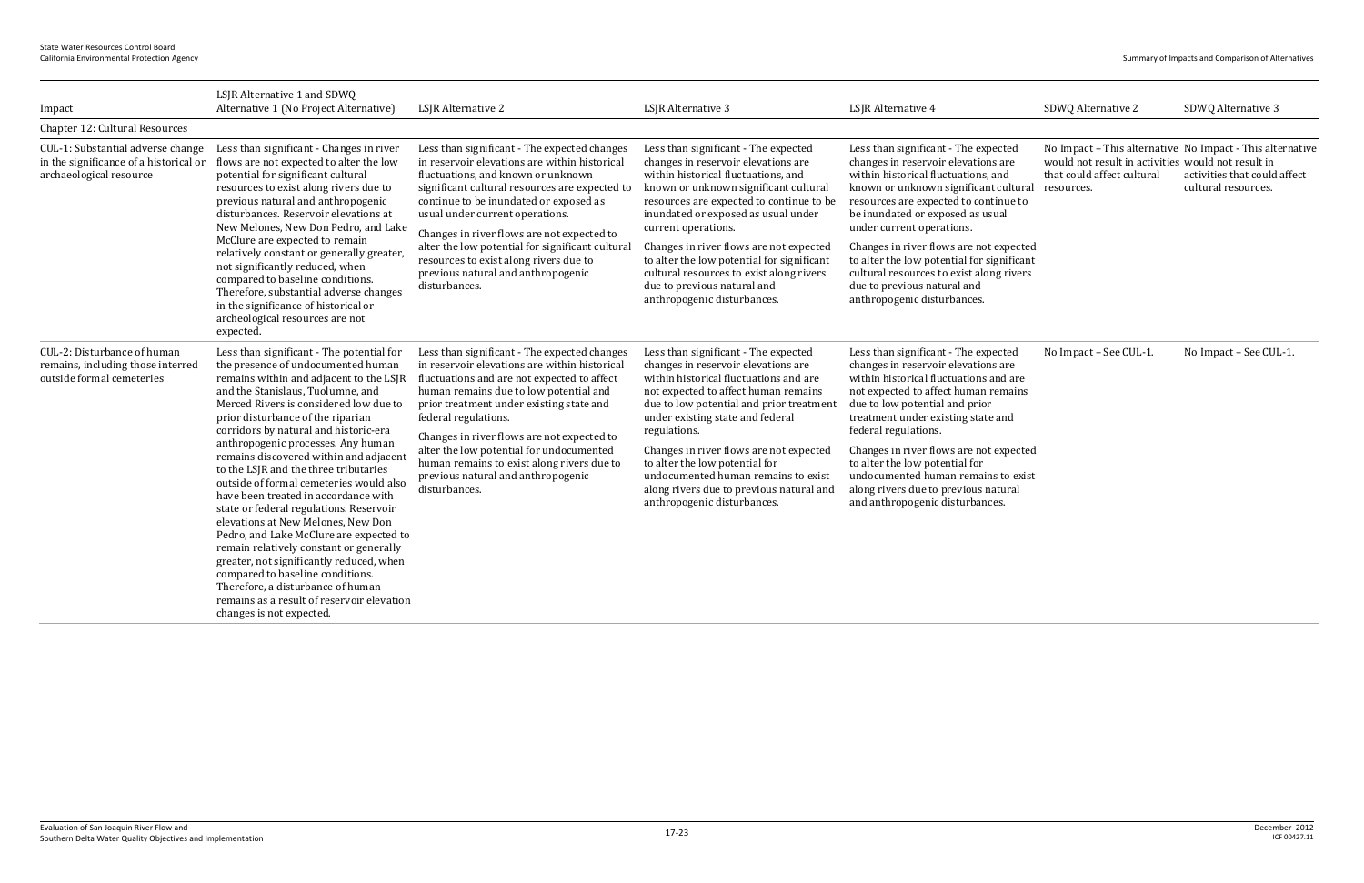| Impact | LSJR Alternative 1 and SDWQ Alternative 1 (No Project Alternative) | LSJR Alternative 2 | LSJR Alternative 3 | LSJR Alternative 4 | SDWQ Alternative 2 | SDWQ Alternative 3 |
|---|---|---|---|---|---|---|
| Chapter 12: Cultural Resources | | | | | | |
| CUL-1: Substantial adverse change in the significance of a historical or archaeological resource | Less than significant - Changes in river flows are not expected to alter the low potential for significant cultural resources to exist along rivers due to previous natural and anthropogenic disturbances. Reservoir elevations at New Melones, New Don Pedro, and Lake McClure are expected to remain relatively constant or generally greater, not significantly reduced, when compared to baseline conditions. Therefore, substantial adverse changes in the significance of historical or archeological resources are not expected. | Less than significant - The expected changes in reservoir elevations are within historical fluctuations, and known or unknown significant cultural resources are expected to continue to be inundated or exposed as usual under current operations.<br><br>Changes in river flows are not expected to alter the low potential for significant cultural resources to exist along rivers due to previous natural and anthropogenic disturbances. | Less than significant - The expected changes in reservoir elevations are within historical fluctuations, and known or unknown significant cultural resources are expected to continue to be inundated or exposed as usual under current operations.<br><br>Changes in river flows are not expected to alter the low potential for significant cultural resources to exist along rivers due to previous natural and anthropogenic disturbances. | Less than significant - The expected changes in reservoir elevations are within historical fluctuations, and known or unknown significant cultural resources are expected to continue to be inundated or exposed as usual under current operations.<br><br>Changes in river flows are not expected to alter the low potential for significant cultural resources to exist along rivers due to previous natural and anthropogenic disturbances. | No Impact – This alternative would not result in activities that could affect cultural resources. | No Impact - This alternative would not result in activities that could affect cultural resources. |
| CUL-2: Disturbance of human remains, including those interred outside formal cemeteries | Less than significant - The potential for the presence of undocumented human remains within and adjacent to the LSJR and the Stanislaus, Tuolumne, and Merced Rivers is considered low due to prior disturbance of the riparian corridors by natural and historic-era anthropogenic processes. Any human remains discovered within and adjacent to the LSJR and the three tributaries outside of formal cemeteries would also have been treated in accordance with state or federal regulations. Reservoir elevations at New Melones, New Don Pedro, and Lake McClure are expected to remain relatively constant or generally greater, not significantly reduced, when compared to baseline conditions. Therefore, a disturbance of human remains as a result of reservoir elevation changes is not expected. | Less than significant - The expected changes in reservoir elevations are within historical fluctuations and are not expected to affect human remains due to low potential and prior treatment under existing state and federal regulations.<br><br>Changes in river flows are not expected to alter the low potential for undocumented human remains to exist along rivers due to previous natural and anthropogenic disturbances. | Less than significant - The expected changes in reservoir elevations are within historical fluctuations and are not expected to affect human remains due to low potential and prior treatment under existing state and federal regulations.<br><br>Changes in river flows are not expected to alter the low potential for undocumented human remains to exist along rivers due to previous natural and anthropogenic disturbances. | Less than significant - The expected changes in reservoir elevations are within historical fluctuations and are not expected to affect human remains due to low potential and prior treatment under existing state and federal regulations.<br><br>Changes in river flows are not expected to alter the low potential for undocumented human remains to exist along rivers due to previous natural and anthropogenic disturbances. | No Impact – See CUL-1. | No Impact – See CUL-1. |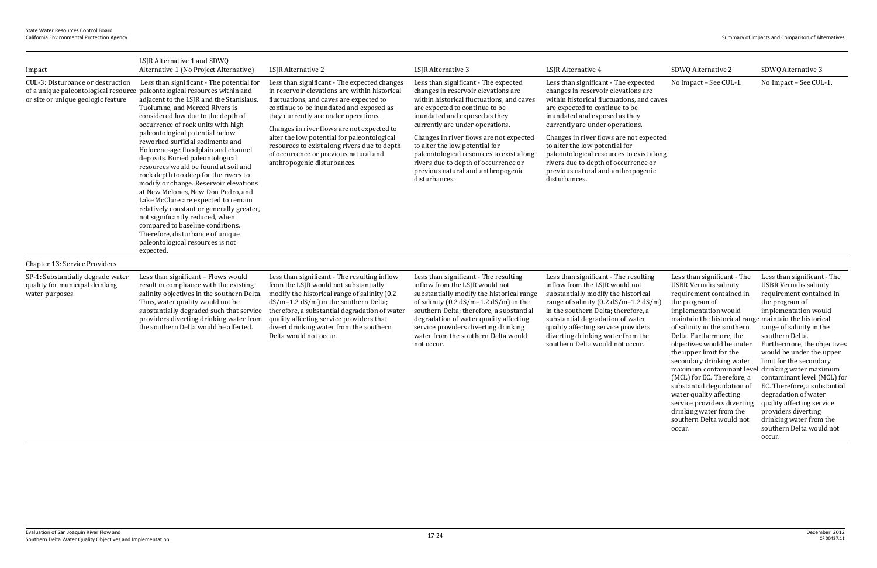| Impact | LSJR Alternative 1 and SDWQ Alternative 1 (No Project Alternative) | LSJR Alternative 2 | LSJR Alternative 3 | LSJR Alternative 4 | SDWQ Alternative 2 | SDWQ Alternative 3 |
|---|---|---|---|---|---|---|
| CUL-3: Disturbance or destruction of a unique paleontological resource or site or unique geologic feature | Less than significant - The potential for paleontological resources within and adjacent to the LSJR and the Stanislaus, Tuolumne, and Merced Rivers is considered low due to the depth of occurrence of rock units with high paleontological potential below reworked surficial sediments and Holocene-age floodplain and channel deposits. Buried paleontological resources would be found at soil and rock depth too deep for the rivers to modify or change. Reservoir elevations at New Melones, New Don Pedro, and Lake McClure are expected to remain relatively constant or generally greater, not significantly reduced, when compared to baseline conditions. Therefore, disturbance of unique paleontological resources is not expected. | Less than significant - The expected changes in reservoir elevations are within historical fluctuations, and caves are expected to continue to be inundated and exposed as they currently are under operations. Changes in river flows are not expected to alter the low potential for paleontological resources to exist along rivers due to depth of occurrence or previous natural and anthropogenic disturbances. | Less than significant - The expected changes in reservoir elevations are within historical fluctuations, and caves are expected to continue to be inundated and exposed as they currently are under operations. Changes in river flows are not expected to alter the low potential for paleontological resources to exist along rivers due to depth of occurrence or previous natural and anthropogenic disturbances. | Less than significant - The expected changes in reservoir elevations are within historical fluctuations, and caves are expected to continue to be inundated and exposed as they currently are under operations. Changes in river flows are not expected to alter the low potential for paleontological resources to exist along rivers due to depth of occurrence or previous natural and anthropogenic disturbances. | No Impact – See CUL-1. | No Impact – See CUL-1. |
| **Chapter 13: Service Providers** | | | | | | |
| SP-1: Substantially degrade water quality for municipal drinking water purposes | Less than significant – Flows would result in compliance with the existing salinity objectives in the southern Delta. Thus, water quality would not be substantially degraded such that service providers diverting drinking water from the southern Delta would be affected. | Less than significant - The resulting inflow from the LSJR would not substantially modify the historical range of salinity (0.2 dS/m–1.2 dS/m) in the southern Delta; therefore, a substantial degradation of water quality affecting service providers that divert drinking water from the southern Delta would not occur. | Less than significant - The resulting inflow from the LSJR would not substantially modify the historical range of salinity (0.2 dS/m–1.2 dS/m) in the southern Delta; therefore, a substantial degradation of water quality affecting service providers diverting drinking water from the southern Delta would not occur. | Less than significant - The resulting inflow from the LSJR would not substantially modify the historical range of salinity (0.2 dS/m–1.2 dS/m) in the southern Delta; therefore, a substantial degradation of water quality affecting service providers diverting drinking water from the southern Delta would not occur. | Less than significant - The USBR Vernalis salinity requirement contained in the program of implementation would maintain the historical range of salinity in the southern Delta. Furthermore, the objectives would be under the upper limit for the secondary drinking water maximum contaminant level (MCL) for EC. Therefore, a substantial degradation of water quality affecting service providers diverting drinking water from the southern Delta would not occur. | Less than significant - The USBR Vernalis salinity requirement contained in the program of implementation would maintain the historical range of salinity in the southern Delta. Furthermore, the objectives would be under the upper limit for the secondary drinking water maximum contaminant level (MCL) for EC. Therefore, a substantial degradation of water quality affecting service providers diverting drinking water from the southern Delta would not occur. |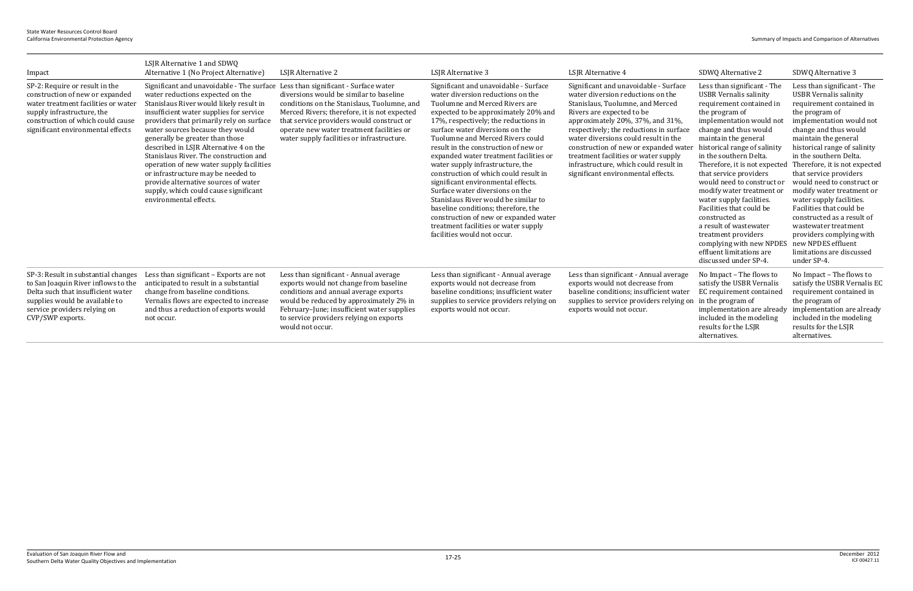| Impact | LSJR Alternative 1 and SDWQ Alternative 1 (No Project Alternative) | LSJR Alternative 2 | LSJR Alternative 3 | LSJR Alternative 4 | SDWQ Alternative 2 | SDWQ Alternative 3 |
|---|---|---|---|---|---|---|
| SP-2: Require or result in the construction of new or expanded water treatment facilities or water supply infrastructure, the construction of which could cause significant environmental effects | Significant and unavoidable - The surface water reductions expected on the Stanislaus River would likely result in insufficient water supplies for service providers that primarily rely on surface water sources because they would generally be greater than those described in LSJR Alternative 4 on the Stanislaus River. The construction and operation of new water supply facilities or infrastructure may be needed to provide alternative sources of water supply, which could cause significant environmental effects. | Less than significant - Surface water diversions would be similar to baseline conditions on the Stanislaus, Tuolumne, and Merced Rivers; therefore, it is not expected that service providers would construct or operate new water treatment facilities or water supply facilities or infrastructure. | Significant and unavoidable - Surface water diversion reductions on the Tuolumne and Merced Rivers are expected to be approximately 20% and 17%, respectively; the reductions in surface water diversions on the Tuolumne and Merced Rivers could result in the construction of new or expanded water treatment facilities or water supply infrastructure, the construction of which could result in significant environmental effects. Surface water diversions on the Stanislaus River would be similar to baseline conditions; therefore, the construction of new or expanded water treatment facilities or water supply facilities would not occur. | Significant and unavoidable - Surface water diversion reductions on the Stanislaus, Tuolumne, and Merced Rivers are expected to be approximately 20%, 37%, and 31%, respectively; the reductions in surface water diversions could result in the construction of new or expanded water treatment facilities or water supply infrastructure, which could result in significant environmental effects. | Less than significant - The USBR Vernalis salinity requirement contained in the program of implementation would not change and thus would maintain the general historical range of salinity in the southern Delta. Therefore, it is not expected that service providers would need to construct or modify water treatment or water supply facilities. Facilities that could be constructed as a result of wastewater treatment providers complying with new NPDES effluent limitations are discussed under SP-4. | Less than significant - The USBR Vernalis salinity requirement contained in the program of implementation would not change and thus would maintain the general historical range of salinity in the southern Delta. Therefore, it is not expected that service providers would need to construct or modify water treatment or water supply facilities. Facilities that could be constructed as a result of wastewater treatment providers complying with new NPDES effluent limitations are discussed under SP-4. |
| SP-3: Result in substantial changes to San Joaquin River inflows to the Delta such that insufficient water supplies would be available to service providers relying on CVP/SWP exports. | Less than significant – Exports are not anticipated to result in a substantial change from baseline conditions. Vernalis flows are expected to increase and thus a reduction of exports would not occur. | Less than significant - Annual average exports would not change from baseline conditions and annual average exports would be reduced by approximately 2% in February–June; insufficient water supplies to service providers relying on exports would not occur. | Less than significant - Annual average exports would not decrease from baseline conditions; insufficient water supplies to service providers relying on exports would not occur. | Less than significant - Annual average exports would not decrease from baseline conditions; insufficient water supplies to service providers relying on exports would not occur. | No Impact – The flows to satisfy the USBR Vernalis EC requirement contained in the program of implementation are already included in the modeling results for the LSJR alternatives. | No Impact – The flows to satisfy the USBR Vernalis EC requirement contained in the program of implementation are already included in the modeling results for the LSJR alternatives. |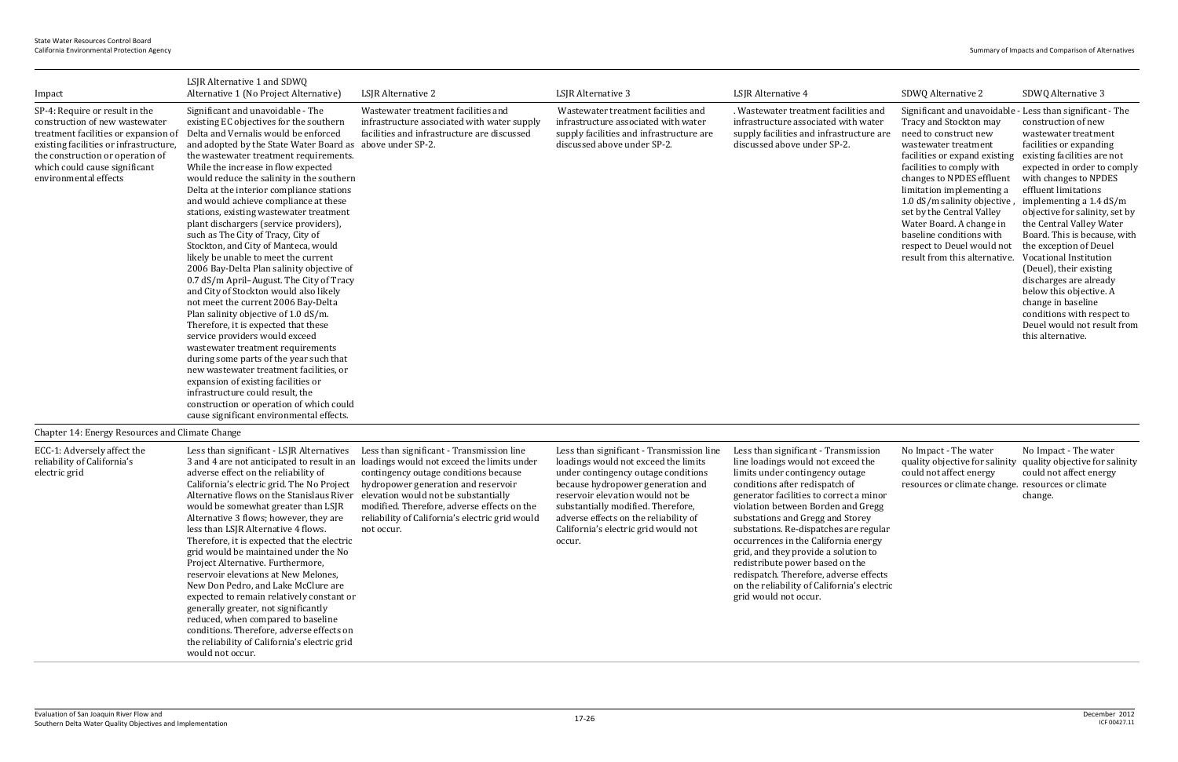| Impact | LSJR Alternative 1 and SDWQ Alternative 1 (No Project Alternative) | LSJR Alternative 2 | LSJR Alternative 3 | LSJR Alternative 4 | SDWQ Alternative 2 | SDWQ Alternative 3 |
|---|---|---|---|---|---|---|
| SP-4: Require or result in the construction of new wastewater treatment facilities or expansion of existing facilities or infrastructure, the construction or operation of which could cause significant environmental effects | Significant and unavoidable - The existing EC objectives for the southern Delta and Vernalis would be enforced and adopted by the State Water Board as the wastewater treatment requirements. While the increase in flow expected would reduce the salinity in the southern Delta at the interior compliance stations and would achieve compliance at these stations, existing wastewater treatment plant dischargers (service providers), such as The City of Tracy, City of Stockton, and City of Manteca, would likely be unable to meet the current 2006 Bay-Delta Plan salinity objective of 0.7 dS/m April–August. The City of Tracy and City of Stockton would also likely not meet the current 2006 Bay-Delta Plan salinity objective of 1.0 dS/m. Therefore, it is expected that these service providers would exceed wastewater treatment requirements during some parts of the year such that new wastewater treatment facilities, or expansion of existing facilities or infrastructure could result, the construction or operation of which could cause significant environmental effects. | Wastewater treatment facilities and infrastructure associated with water supply facilities and infrastructure are discussed above under SP-2. | Wastewater treatment facilities and infrastructure associated with water supply facilities and infrastructure are discussed above under SP-2. | . Wastewater treatment facilities and infrastructure associated with water supply facilities and infrastructure are discussed above under SP-2. | Significant and unavoidable - Tracy and Stockton may need to construct new wastewater treatment facilities or expand existing facilities to comply with changes to NPDES effluent limitation implementing a 1.0 dS/m salinity objective , set by the Central Valley Water Board. A change in baseline conditions with respect to Deuel would not result from this alternative. | Less than significant - The construction of new wastewater treatment facilities or expanding existing facilities are not expected in order to comply with changes to NPDES effluent limitations implementing a 1.4 dS/m objective for salinity, set by the Central Valley Water Board. This is because, with the exception of Deuel Vocational Institution (Deuel), their existing discharges are already below this objective. A change in baseline conditions with respect to Deuel would not result from this alternative. |
| **Chapter 14: Energy Resources and Climate Change** | | | | | | |
| ECC-1: Adversely affect the reliability of California's electric grid | Less than significant - LSJR Alternatives 3 and 4 are not anticipated to result in an adverse effect on the reliability of California's electric grid. The No Project Alternative flows on the Stanislaus River would be somewhat greater than LSJR Alternative 3 flows; however, they are less than LSJR Alternative 4 flows. Therefore, it is expected that the electric grid would be maintained under the No Project Alternative. Furthermore, reservoir elevations at New Melones, New Don Pedro, and Lake McClure are expected to remain relatively constant or generally greater, not significantly reduced, when compared to baseline conditions. Therefore, adverse effects on the reliability of California's electric grid would not occur. | Less than significant - Transmission line loadings would not exceed the limits under contingency outage conditions because hydropower generation and reservoir elevation would not be substantially modified. Therefore, adverse effects on the reliability of California's electric grid would not occur. | Less than significant - Transmission line loadings would not exceed the limits under contingency outage conditions because hydropower generation and reservoir elevation would not be substantially modified. Therefore, adverse effects on the reliability of California's electric grid would not occur. | Less than significant - Transmission line loadings would not exceed the limits under contingency outage conditions after redispatch of generator facilities to correct a minor violation between Borden and Gregg substations and Gregg and Storey substations. Re-dispatches are regular occurrences in the California energy grid, and they provide a solution to redistribute power based on the redispatch. Therefore, adverse effects on the reliability of California's electric grid would not occur. | No Impact - The water quality objective for salinity could not affect energy resources or climate change. | No Impact - The water quality objective for salinity could not affect energy resources or climate change. |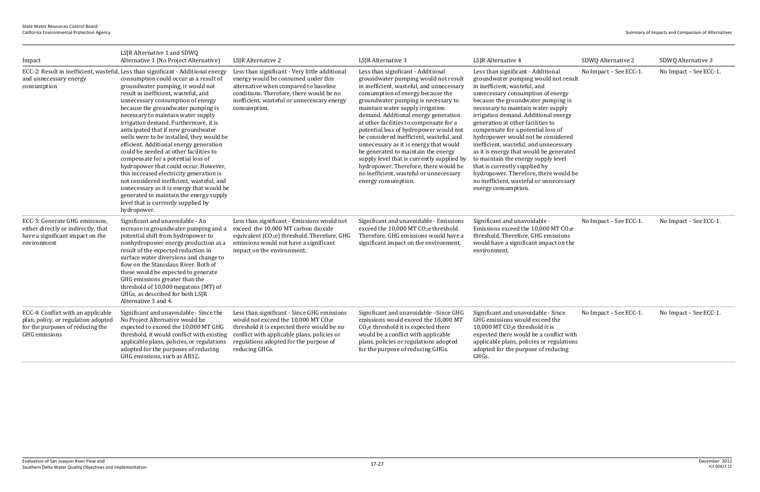| Impact | LSJR Alternative 1 and SDWQ Alternative 1 (No Project Alternative) | LSJR Alternative 2 | LSJR Alternative 3 | LSJR Alternative 4 | SDWQ Alternative 2 | SDWQ Alternative 3 |
|---|---|---|---|---|---|---|
| ECC-2: Result in inefficient, wasteful, and unnecessary energy consumption | Less than significant - Additional energy consumption could occur as a result of groundwater pumping, it would not result in inefficient, wasteful, and unnecessary consumption of energy because the groundwater pumping is necessary to maintain water supply irrigation demand. Furthermore, it is anticipated that if new groundwater wells were to be installed, they would be efficient. Additional energy generation could be needed at other facilities to compensate for a potential loss of hydropower that could occur. However, this increased electricity generation is not considered inefficient, wasteful, and unnecessary as it is energy that would be generated to maintain the energy supply level that is currently supplied by hydropower. | Less than significant - Very little additional energy would be consumed under this alternative when compared to baseline conditions. Therefore, there would be no inefficient, wasteful or unnecessary energy consumption. | Less than significant - Additional groundwater pumping would not result in inefficient, wasteful, and unnecessary consumption of energy because the groundwater pumping is necessary to maintain water supply irrigation demand. Additional energy generation at other facilities to compensate for a potential loss of hydropower would not be considered inefficient, wasteful, and unnecessary as it is energy that would be generated to maintain the energy supply level that is currently supplied by hydropower. Therefore, there would be no inefficient, wasteful or unnecessary energy consumption. | Less than significant - Additional groundwater pumping would not result in inefficient, wasteful, and unnecessary consumption of energy because the groundwater pumping is necessary to maintain water supply irrigation demand. Additional energy generation at other facilities to compensate for a potential loss of hydropower would not be considered inefficient, wasteful, and unnecessary as it is energy that would be generated to maintain the energy supply level that is currently supplied by hydropower. Therefore, there would be no inefficient, wasteful or unnecessary energy consumption. | No Impact – See ECC-1. | No Impact – See ECC-1. |
| ECC-3: Generate GHG emissions, either directly or indirectly, that have a significant impact on the environment | Significant and unavoidable - An increase in groundwater pumping and a potential shift from hydropower to nonhydropower energy production as a result of the expected reduction in surface water diversions and change to flow on the Stanislaus River. Both of these would be expected to generate GHG emissions greater than the threshold of 10,000 megatons (MT) of GHGs, as described for both LSJR Alternative 3 and 4. | Less than significant - Emissions would not exceed the 10,000 MT carbon dioxide equivalent ($CO_2e$) threshold. Therefore, GHG emissions would not have a significant impact on the environment. | Significant and unavoidable - Emissions exceed the 10,000 MT $CO_2e$ threshold. Therefore, GHG emissions would have a significant impact on the environment. | Significant and unavoidable - Emissions exceed the 10,000 MT $CO_2e$ threshold. Therefore, GHG emissions would have a significant impact on the environment. | No Impact – See ECC-1. | No Impact – See ECC-1. |
| ECC-4: Conflict with an applicable plan, policy, or regulation adopted for the purposes of reducing the GHG emissions | Significant and unavoidable - Since the No Project Alternative would be expected to exceed the 10,000 MT GHG threshold, it would conflict with existing applicable plans, policies, or regulations adopted for the purposes of reducing GHG emissions, such as AB32. | Less than significant - Since GHG emissions would not exceed the 10,000 MT $CO_2e$ threshold it is expected there would be no conflict with applicable plans, policies or regulations adopted for the purpose of reducing GHGs. | Significant and unavoidable –Since GHG emissions would exceed the 10,000 MT $CO_2e$ threshold it is expected there would be a conflict with applicable plans, policies or regulations adopted for the purpose of reducing GHGs. | Significant and unavoidable - Since GHG emissions would exceed the 10,000 MT $CO_2e$ threshold it is expected there would be a conflict with applicable plans, policies or regulations adopted for the purpose of reducing GHGs. | No Impact – See ECC-1. | No Impact – See ECC-1. |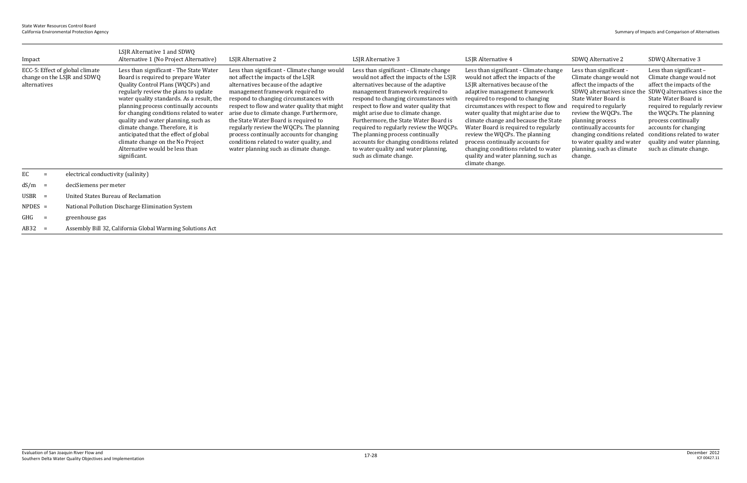| Impact | LSJR Alternative 1 and SDWQ Alternative 1 (No Project Alternative) | LSJR Alternative 2 | LSJR Alternative 3 | LSJR Alternative 4 | SDWQ Alternative 2 | SDWQ Alternative 3 |
|---|---|---|---|---|---|---|
| ECC-5: Effect of global climate change on the LSJR and SDWQ alternatives | Less than significant - The State Water Board is required to prepare Water Quality Control Plans (WQCPs) and regularly review the plans to update water quality standards. As a result, the planning process continually accounts for changing conditions related to water quality and water planning, such as climate change. Therefore, it is anticipated that the effect of global climate change on the No Project Alternative would be less than significant. | Less than significant - Climate change would not affect the impacts of the LSJR alternatives because of the adaptive management framework required to respond to changing circumstances with respect to flow and water quality that might arise due to climate change. Furthermore, the State Water Board is required to regularly review the WQCPs. The planning process continually accounts for changing conditions related to water quality, and water planning such as climate change. | Less than significant - Climate change would not affect the impacts of the LSJR alternatives because of the adaptive management framework required to respond to changing circumstances with respect to flow and water quality that might arise due to climate change. Furthermore, the State Water Board is required to regularly review the WQCPs. The planning process continually accounts for changing conditions related to water quality and water planning, such as climate change. | Less than significant - Climate change would not affect the impacts of the LSJR alternatives because of the adaptive management framework required to respond to changing circumstances with respect to flow and water quality that might arise due to climate change and because the State Water Board is required to regularly review the WQCPs. The planning process continually accounts for changing conditions related to water quality and water planning, such as climate change. | Less than significant - Climate change would not affect the impacts of the SDWQ alternatives since the State Water Board is required to regularly review the WQCPs. The planning process continually accounts for changing conditions related to water quality and water planning, such as climate change. | Less than significant – Climate change would not affect the impacts of the SDWQ alternatives since the State Water Board is required to regularly review the WQCPs. The planning process continually accounts for changing conditions related to water quality and water planning, such as climate change. |

EC = electrical conductivity (salinity)

dS/m = deciSiemens per meter

USBR = United States Bureau of Reclamation

NPDES = National Pollution Discharge Elimination System

GHG = greenhouse gas

AB32 = Assembly Bill 32, California Global Warming Solutions Act